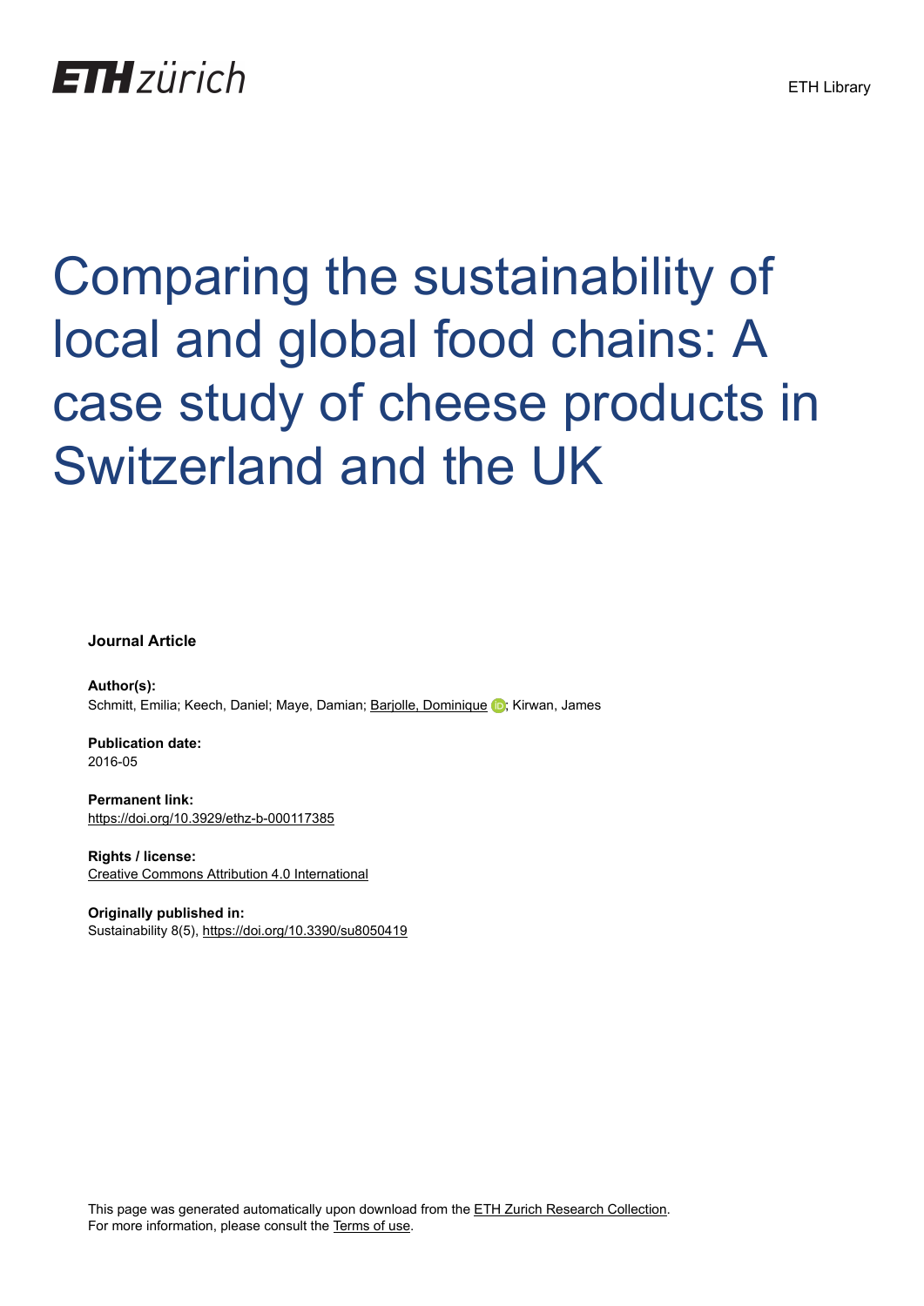ETH zürich

ETH Library

# Comparing the sustainability of local and global food chains: A case study of cheese products in Switzerland and the UK

**Journal Article**

**Author(s):**
Schmitt, Emilia; Keech, Daniel; Maye, Damian; Barjolle, Dominique; Kirwan, James

**Publication date:**
2016-05

**Permanent link:**
https://doi.org/10.3929/ethz-b-000117385

**Rights / license:**
Creative Commons Attribution 4.0 International

**Originally published in:**
Sustainability 8(5), https://doi.org/10.3390/su8050419

This page was generated automatically upon download from the ETH Zurich Research Collection.
For more information, please consult the Terms of use.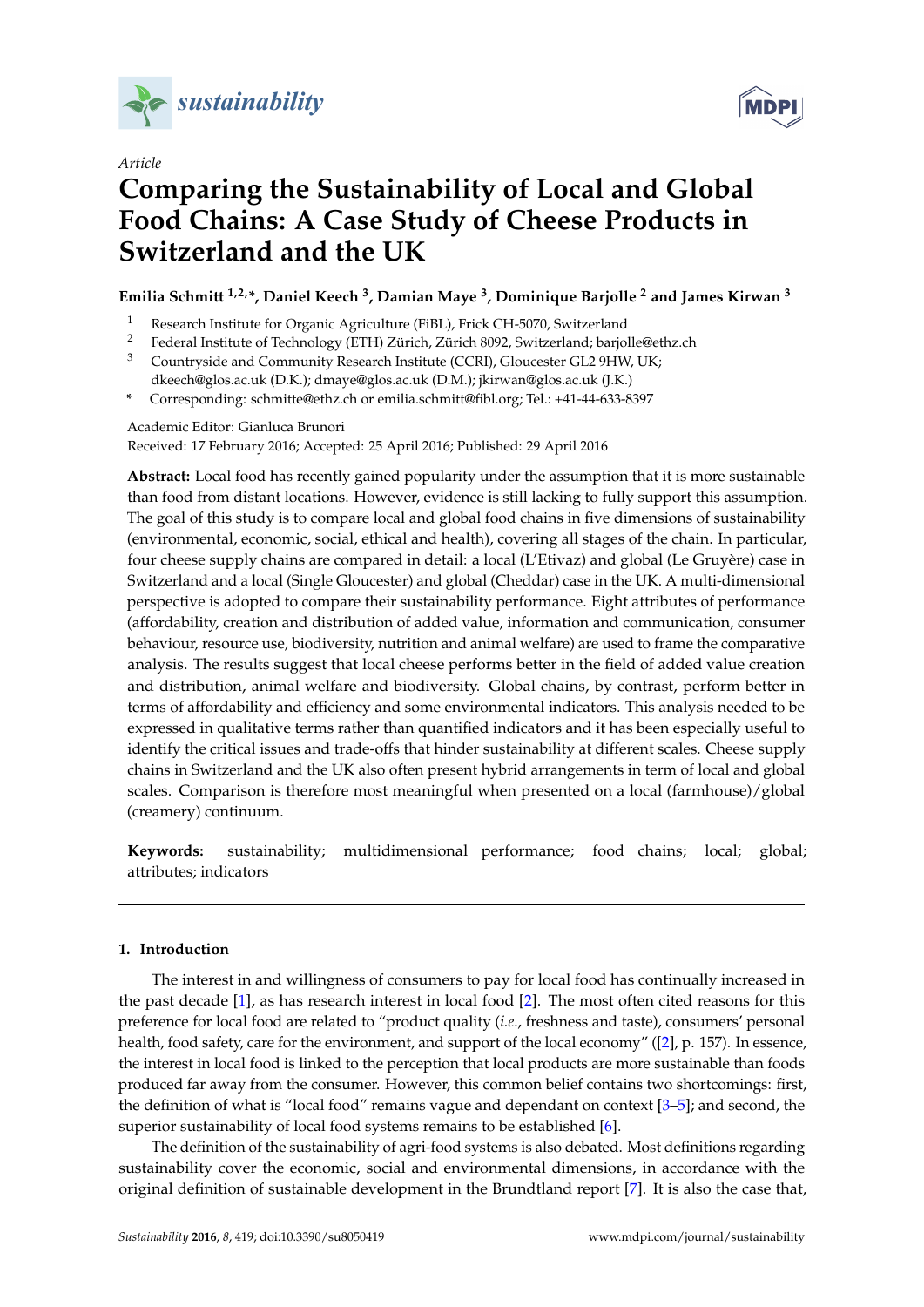# Comparing the Sustainability of Local and Global Food Chains: A Case Study of Cheese Products in Switzerland and the UK

**Emilia Schmitt [1,2,*], Daniel Keech [3], Damian Maye [3], Dominique Barjolle [2] and James Kirwan [3]**

[1] Research Institute for Organic Agriculture (FiBL), Frick CH-5070, Switzerland

[2] Federal Institute of Technology (ETH) Zürich, Zürich 8092, Switzerland; barjolle@ethz.ch

[3] Countryside and Community Research Institute (CCRI), Gloucester GL2 9HW, UK; dkeech@glos.ac.uk (D.K.); dmaye@glos.ac.uk (D.M.); jkirwan@glos.ac.uk (J.K.)

\* Corresponding: schmitte@ethz.ch or emilia.schmitt@fibl.org; Tel.: +41-44-633-8397

Academic Editor: Gianluca Brunori

Received: 17 February 2016; Accepted: 25 April 2016; Published: 29 April 2016

**Abstract:** Local food has recently gained popularity under the assumption that it is more sustainable than food from distant locations. However, evidence is still lacking to fully support this assumption. The goal of this study is to compare local and global food chains in five dimensions of sustainability (environmental, economic, social, ethical and health), covering all stages of the chain. In particular, four cheese supply chains are compared in detail: a local (L'Etivaz) and global (Le Gruyère) case in Switzerland and a local (Single Gloucester) and global (Cheddar) case in the UK. A multi-dimensional perspective is adopted to compare their sustainability performance. Eight attributes of performance (affordability, creation and distribution of added value, information and communication, consumer behaviour, resource use, biodiversity, nutrition and animal welfare) are used to frame the comparative analysis. The results suggest that local cheese performs better in the field of added value creation and distribution, animal welfare and biodiversity. Global chains, by contrast, perform better in terms of affordability and efficiency and some environmental indicators. This analysis needed to be expressed in qualitative terms rather than quantified indicators and it has been especially useful to identify the critical issues and trade-offs that hinder sustainability at different scales. Cheese supply chains in Switzerland and the UK also often present hybrid arrangements in term of local and global scales. Comparison is therefore most meaningful when presented on a local (farmhouse)/global (creamery) continuum.

**Keywords:** sustainability; multidimensional performance; food chains; local; global; attributes; indicators

## 1. Introduction

The interest in and willingness of consumers to pay for local food has continually increased in the past decade [1], as has research interest in local food [2]. The most often cited reasons for this preference for local food are related to "product quality (*i.e.*, freshness and taste), consumers' personal health, food safety, care for the environment, and support of the local economy" ([2], p. 157). In essence, the interest in local food is linked to the perception that local products are more sustainable than foods produced far away from the consumer. However, this common belief contains two shortcomings: first, the definition of what is "local food" remains vague and dependant on context [3–5]; and second, the superior sustainability of local food systems remains to be established [6].

The definition of the sustainability of agri-food systems is also debated. Most definitions regarding sustainability cover the economic, social and environmental dimensions, in accordance with the original definition of sustainable development in the Brundtland report [7]. It is also the case that,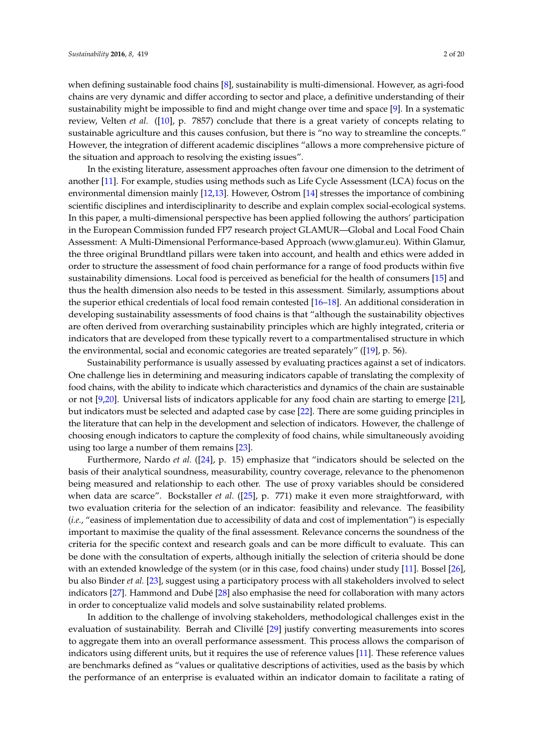when defining sustainable food chains [8], sustainability is multi-dimensional. However, as agri-food chains are very dynamic and differ according to sector and place, a definitive understanding of their sustainability might be impossible to find and might change over time and space [9]. In a systematic review, Velten *et al.* ([10], p. 7857) conclude that there is a great variety of concepts relating to sustainable agriculture and this causes confusion, but there is "no way to streamline the concepts." However, the integration of different academic disciplines "allows a more comprehensive picture of the situation and approach to resolving the existing issues".

In the existing literature, assessment approaches often favour one dimension to the detriment of another [11]. For example, studies using methods such as Life Cycle Assessment (LCA) focus on the environmental dimension mainly [12,13]. However, Ostrom [14] stresses the importance of combining scientific disciplines and interdisciplinarity to describe and explain complex social-ecological systems. In this paper, a multi-dimensional perspective has been applied following the authors' participation in the European Commission funded FP7 research project GLAMUR—Global and Local Food Chain Assessment: A Multi-Dimensional Performance-based Approach (www.glamur.eu). Within Glamur, the three original Brundtland pillars were taken into account, and health and ethics were added in order to structure the assessment of food chain performance for a range of food products within five sustainability dimensions. Local food is perceived as beneficial for the health of consumers [15] and thus the health dimension also needs to be tested in this assessment. Similarly, assumptions about the superior ethical credentials of local food remain contested [16–18]. An additional consideration in developing sustainability assessments of food chains is that "although the sustainability objectives are often derived from overarching sustainability principles which are highly integrated, criteria or indicators that are developed from these typically revert to a compartmentalised structure in which the environmental, social and economic categories are treated separately" ([19], p. 56).

Sustainability performance is usually assessed by evaluating practices against a set of indicators. One challenge lies in determining and measuring indicators capable of translating the complexity of food chains, with the ability to indicate which characteristics and dynamics of the chain are sustainable or not [9,20]. Universal lists of indicators applicable for any food chain are starting to emerge [21], but indicators must be selected and adapted case by case [22]. There are some guiding principles in the literature that can help in the development and selection of indicators. However, the challenge of choosing enough indicators to capture the complexity of food chains, while simultaneously avoiding using too large a number of them remains [23].

Furthermore, Nardo *et al.* ([24], p. 15) emphasize that "indicators should be selected on the basis of their analytical soundness, measurability, country coverage, relevance to the phenomenon being measured and relationship to each other. The use of proxy variables should be considered when data are scarce". Bockstaller *et al.* ([25], p. 771) make it even more straightforward, with two evaluation criteria for the selection of an indicator: feasibility and relevance. The feasibility (*i.e.*, "easiness of implementation due to accessibility of data and cost of implementation") is especially important to maximise the quality of the final assessment. Relevance concerns the soundness of the criteria for the specific context and research goals and can be more difficult to evaluate. This can be done with the consultation of experts, although initially the selection of criteria should be done with an extended knowledge of the system (or in this case, food chains) under study [11]. Bossel [26], bu also Binder *et al.* [23], suggest using a participatory process with all stakeholders involved to select indicators [27]. Hammond and Dubé [28] also emphasise the need for collaboration with many actors in order to conceptualize valid models and solve sustainability related problems.

In addition to the challenge of involving stakeholders, methodological challenges exist in the evaluation of sustainability. Berrah and Clivillé [29] justify converting measurements into scores to aggregate them into an overall performance assessment. This process allows the comparison of indicators using different units, but it requires the use of reference values [11]. These reference values are benchmarks defined as "values or qualitative descriptions of activities, used as the basis by which the performance of an enterprise is evaluated within an indicator domain to facilitate a rating of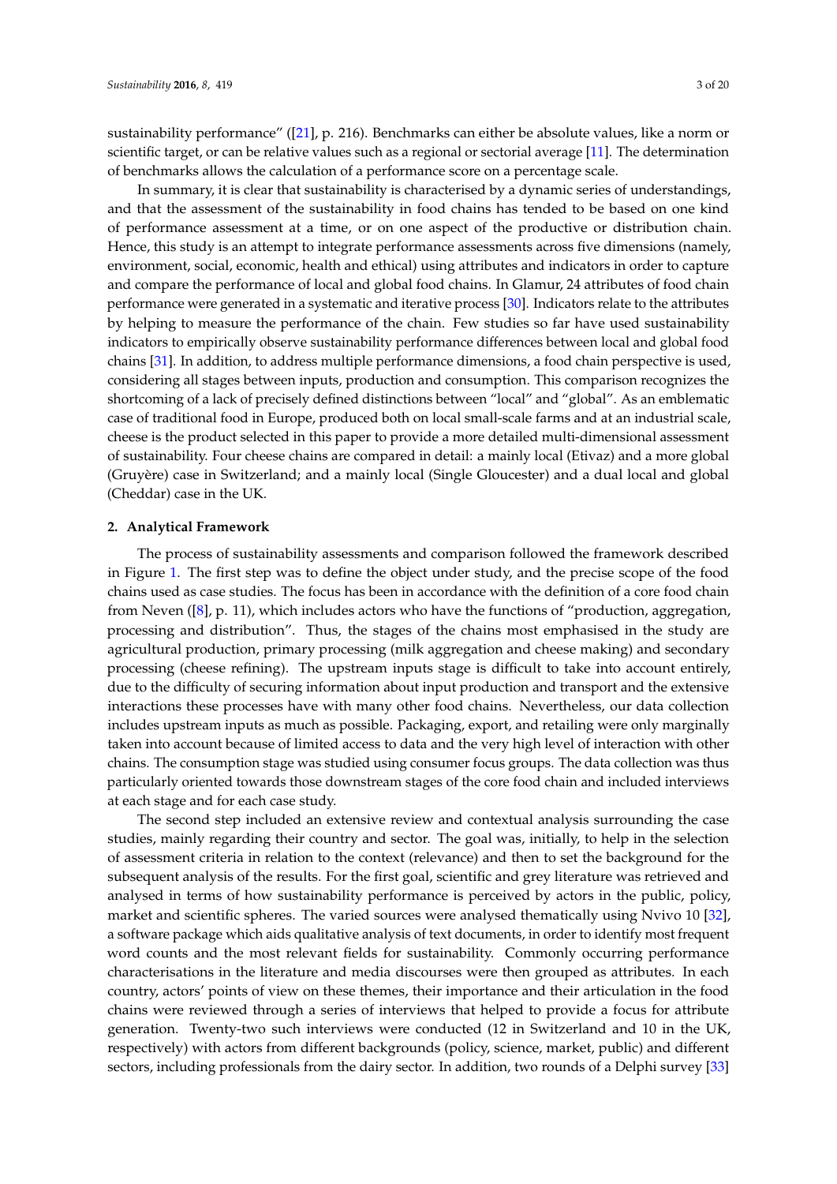sustainability performance" ([21], p. 216). Benchmarks can either be absolute values, like a norm or scientific target, or can be relative values such as a regional or sectorial average [11]. The determination of benchmarks allows the calculation of a performance score on a percentage scale.

In summary, it is clear that sustainability is characterised by a dynamic series of understandings, and that the assessment of the sustainability in food chains has tended to be based on one kind of performance assessment at a time, or on one aspect of the productive or distribution chain. Hence, this study is an attempt to integrate performance assessments across five dimensions (namely, environment, social, economic, health and ethical) using attributes and indicators in order to capture and compare the performance of local and global food chains. In Glamur, 24 attributes of food chain performance were generated in a systematic and iterative process [30]. Indicators relate to the attributes by helping to measure the performance of the chain. Few studies so far have used sustainability indicators to empirically observe sustainability performance differences between local and global food chains [31]. In addition, to address multiple performance dimensions, a food chain perspective is used, considering all stages between inputs, production and consumption. This comparison recognizes the shortcoming of a lack of precisely defined distinctions between "local" and "global". As an emblematic case of traditional food in Europe, produced both on local small-scale farms and at an industrial scale, cheese is the product selected in this paper to provide a more detailed multi-dimensional assessment of sustainability. Four cheese chains are compared in detail: a mainly local (Etivaz) and a more global (Gruyère) case in Switzerland; and a mainly local (Single Gloucester) and a dual local and global (Cheddar) case in the UK.

## 2. Analytical Framework

The process of sustainability assessments and comparison followed the framework described in Figure 1. The first step was to define the object under study, and the precise scope of the food chains used as case studies. The focus has been in accordance with the definition of a core food chain from Neven ([8], p. 11), which includes actors who have the functions of "production, aggregation, processing and distribution". Thus, the stages of the chains most emphasised in the study are agricultural production, primary processing (milk aggregation and cheese making) and secondary processing (cheese refining). The upstream inputs stage is difficult to take into account entirely, due to the difficulty of securing information about input production and transport and the extensive interactions these processes have with many other food chains. Nevertheless, our data collection includes upstream inputs as much as possible. Packaging, export, and retailing were only marginally taken into account because of limited access to data and the very high level of interaction with other chains. The consumption stage was studied using consumer focus groups. The data collection was thus particularly oriented towards those downstream stages of the core food chain and included interviews at each stage and for each case study.

The second step included an extensive review and contextual analysis surrounding the case studies, mainly regarding their country and sector. The goal was, initially, to help in the selection of assessment criteria in relation to the context (relevance) and then to set the background for the subsequent analysis of the results. For the first goal, scientific and grey literature was retrieved and analysed in terms of how sustainability performance is perceived by actors in the public, policy, market and scientific spheres. The varied sources were analysed thematically using Nvivo 10 [32], a software package which aids qualitative analysis of text documents, in order to identify most frequent word counts and the most relevant fields for sustainability. Commonly occurring performance characterisations in the literature and media discourses were then grouped as attributes. In each country, actors' points of view on these themes, their importance and their articulation in the food chains were reviewed through a series of interviews that helped to provide a focus for attribute generation. Twenty-two such interviews were conducted (12 in Switzerland and 10 in the UK, respectively) with actors from different backgrounds (policy, science, market, public) and different sectors, including professionals from the dairy sector. In addition, two rounds of a Delphi survey [33]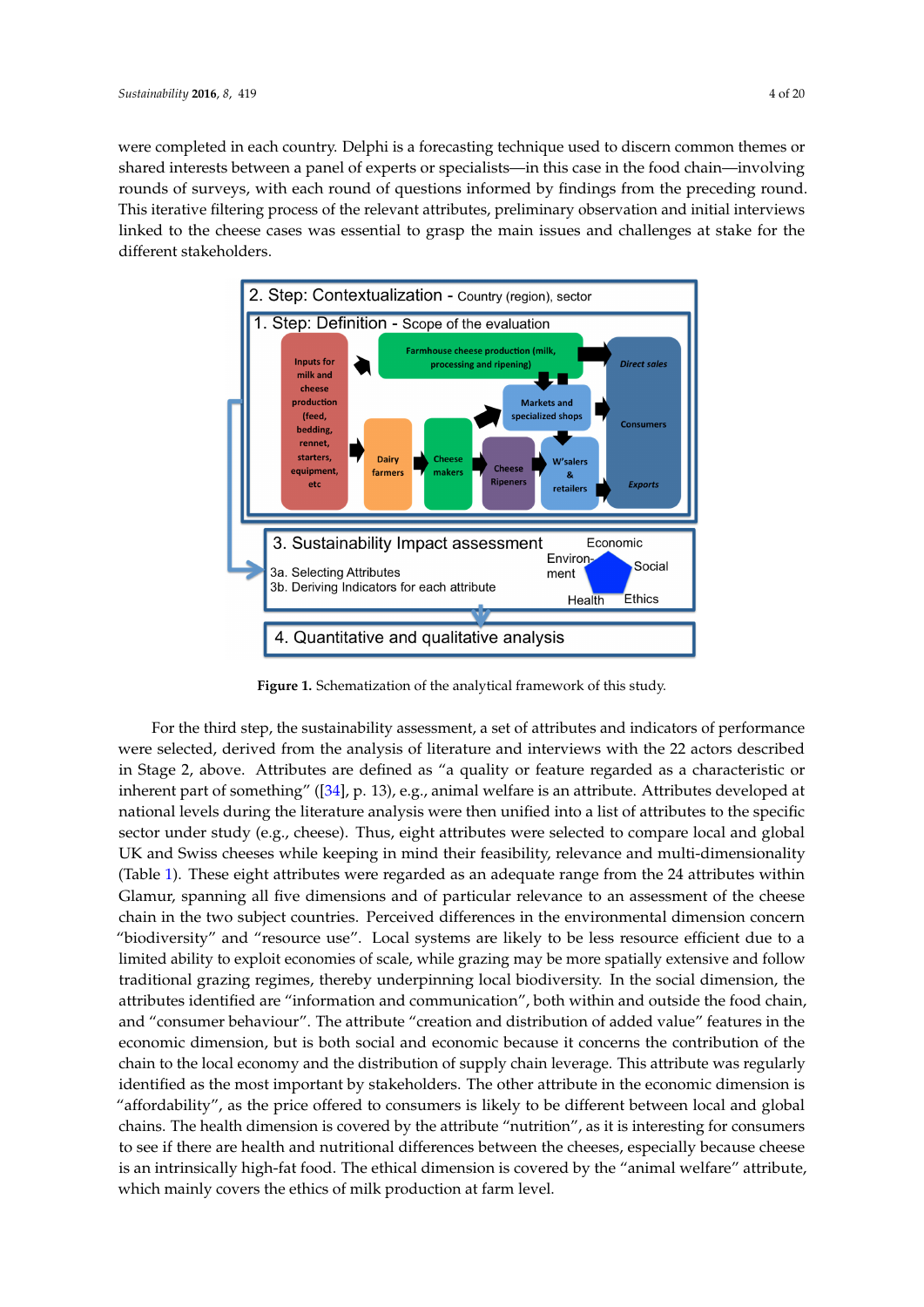were completed in each country. Delphi is a forecasting technique used to discern common themes or shared interests between a panel of experts or specialists—in this case in the food chain—involving rounds of surveys, with each round of questions informed by findings from the preceding round. This iterative filtering process of the relevant attributes, preliminary observation and initial interviews linked to the cheese cases was essential to grasp the main issues and challenges at stake for the different stakeholders.

**Figure 1.** Schematization of the analytical framework of this study.

For the third step, the sustainability assessment, a set of attributes and indicators of performance were selected, derived from the analysis of literature and interviews with the 22 actors described in Stage 2, above. Attributes are defined as "a quality or feature regarded as a characteristic or inherent part of something" ([34], p. 13), e.g., animal welfare is an attribute. Attributes developed at national levels during the literature analysis were then unified into a list of attributes to the specific sector under study (e.g., cheese). Thus, eight attributes were selected to compare local and global UK and Swiss cheeses while keeping in mind their feasibility, relevance and multi-dimensionality (Table 1). These eight attributes were regarded as an adequate range from the 24 attributes within Glamur, spanning all five dimensions and of particular relevance to an assessment of the cheese chain in the two subject countries. Perceived differences in the environmental dimension concern "biodiversity" and "resource use". Local systems are likely to be less resource efficient due to a limited ability to exploit economies of scale, while grazing may be more spatially extensive and follow traditional grazing regimes, thereby underpinning local biodiversity. In the social dimension, the attributes identified are "information and communication", both within and outside the food chain, and "consumer behaviour". The attribute "creation and distribution of added value" features in the economic dimension, but is both social and economic because it concerns the contribution of the chain to the local economy and the distribution of supply chain leverage. This attribute was regularly identified as the most important by stakeholders. The other attribute in the economic dimension is "affordability", as the price offered to consumers is likely to be different between local and global chains. The health dimension is covered by the attribute "nutrition", as it is interesting for consumers to see if there are health and nutritional differences between the cheeses, especially because cheese is an intrinsically high-fat food. The ethical dimension is covered by the "animal welfare" attribute, which mainly covers the ethics of milk production at farm level.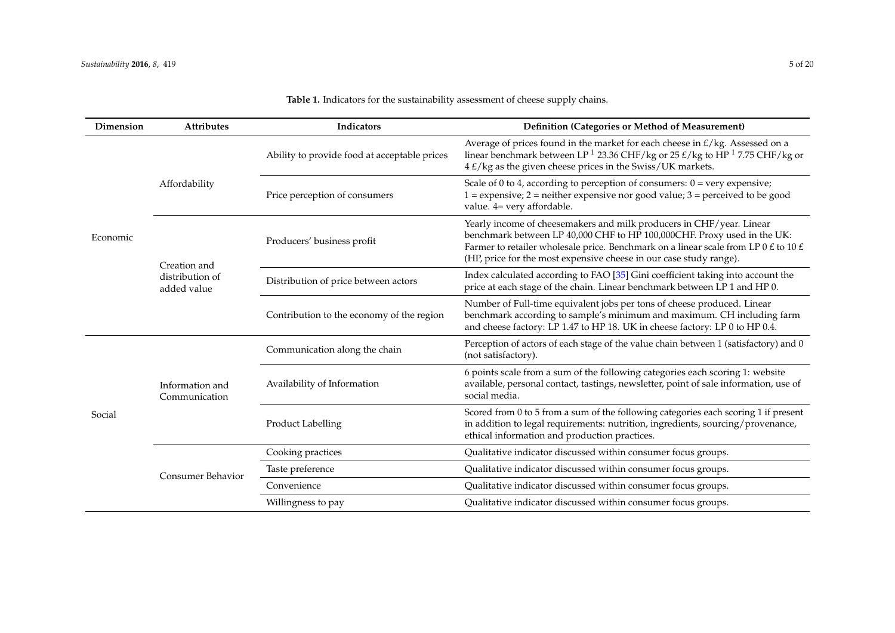**Table 1.** Indicators for the sustainability assessment of cheese supply chains.

| Dimension | Attributes | Indicators | Definition (Categories or Method of Measurement) |
| --- | --- | --- | --- |
| Economic | Affordability | Ability to provide food at acceptable prices | Average of prices found in the market for each cheese in £/kg. Assessed on a linear benchmark between LP [1] 23.36 CHF/kg or 25 £/kg to HP [1] 7.75 CHF/kg or 4 £/kg as the given cheese prices in the Swiss/UK markets. |
| | | Price perception of consumers | Scale of 0 to 4, according to perception of consumers: 0 = very expensive; 1 = expensive; 2 = neither expensive nor good value; 3 = perceived to be good value. 4= very affordable. |
| | Creation and distribution of added value | Producers' business profit | Yearly income of cheesemakers and milk producers in CHF/year. Linear benchmark between LP 40,000 CHF to HP 100,000CHF. Proxy used in the UK: Farmer to retailer wholesale price. Benchmark on a linear scale from LP 0 £ to 10 £ (HP, price for the most expensive cheese in our case study range). |
| | | Distribution of price between actors | Index calculated according to FAO [35] Gini coefficient taking into account the price at each stage of the chain. Linear benchmark between LP 1 and HP 0. |
| | | Contribution to the economy of the region | Number of Full-time equivalent jobs per tons of cheese produced. Linear benchmark according to sample's minimum and maximum. CH including farm and cheese factory: LP 1.47 to HP 18. UK in cheese factory: LP 0 to HP 0.4. |
| Social | Information and Communication | Communication along the chain | Perception of actors of each stage of the value chain between 1 (satisfactory) and 0 (not satisfactory). |
| | | Availability of Information | 6 points scale from a sum of the following categories each scoring 1: website available, personal contact, tastings, newsletter, point of sale information, use of social media. |
| | | Product Labelling | Scored from 0 to 5 from a sum of the following categories each scoring 1 if present in addition to legal requirements: nutrition, ingredients, sourcing/provenance, ethical information and production practices. |
| | Consumer Behavior | Cooking practices | Qualitative indicator discussed within consumer focus groups. |
| | | Taste preference | Qualitative indicator discussed within consumer focus groups. |
| | | Convenience | Qualitative indicator discussed within consumer focus groups. |
| | | Willingness to pay | Qualitative indicator discussed within consumer focus groups. |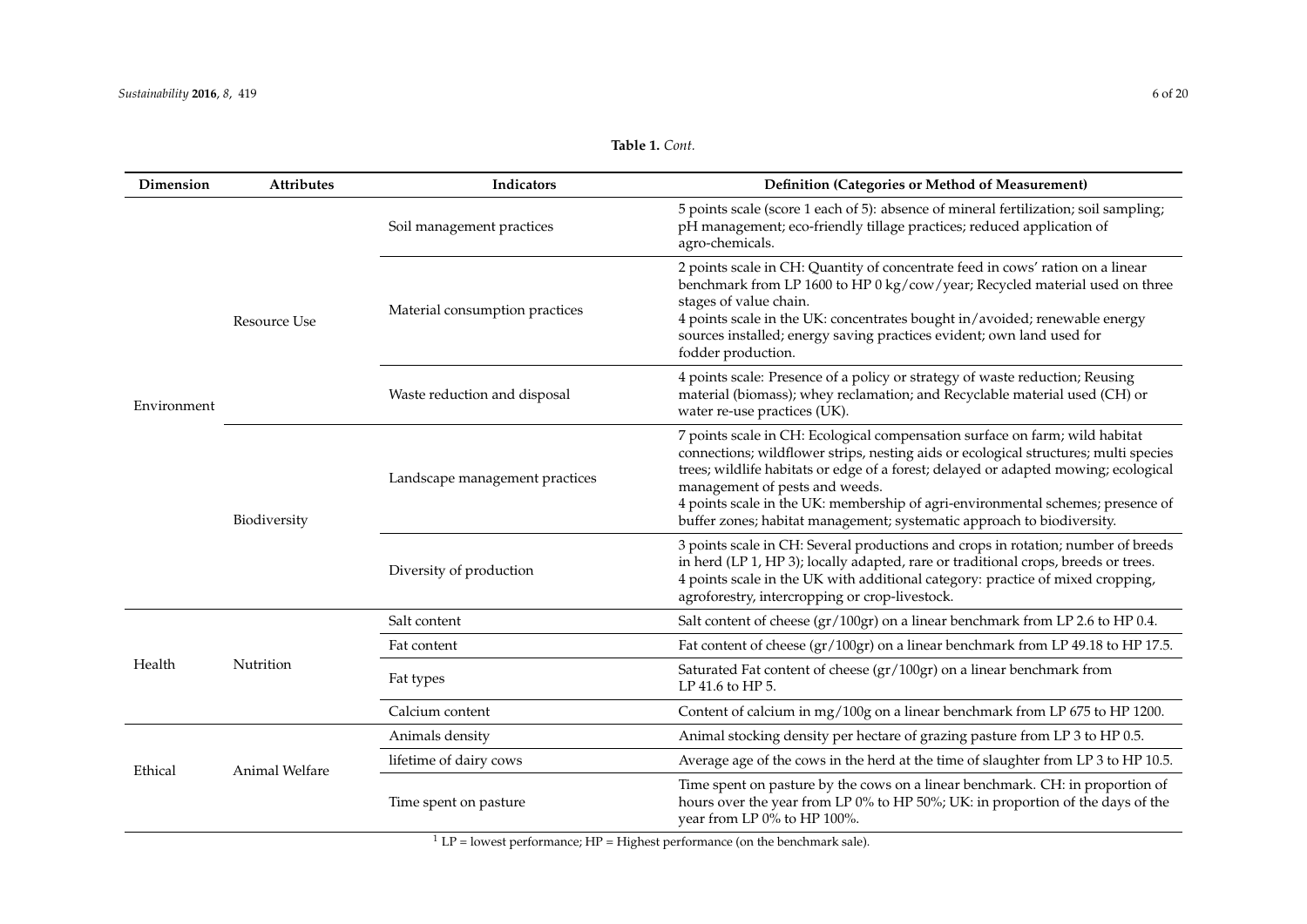**Table 1.** *Cont.*

| Dimension | Attributes | Indicators | Definition (Categories or Method of Measurement) |
| --- | --- | --- | --- |
| Environment | Resource Use | Soil management practices | 5 points scale (score 1 each of 5): absence of mineral fertilization; soil sampling; pH management; eco-friendly tillage practices; reduced application of agro-chemicals. |
| | | Material consumption practices | 2 points scale in CH: Quantity of concentrate feed in cows' ration on a linear benchmark from LP 1600 to HP 0 kg/cow/year; Recycled material used on three stages of value chain. 4 points scale in the UK: concentrates bought in/avoided; renewable energy sources installed; energy saving practices evident; own land used for fodder production. |
| | | Waste reduction and disposal | 4 points scale: Presence of a policy or strategy of waste reduction; Reusing material (biomass); whey reclamation; and Recyclable material used (CH) or water re-use practices (UK). |
| | Biodiversity | Landscape management practices | 7 points scale in CH: Ecological compensation surface on farm; wild habitat connections; wildflower strips, nesting aids or ecological structures; multi species trees; wildlife habitats or edge of a forest; delayed or adapted mowing; ecological management of pests and weeds. 4 points scale in the UK: membership of agri-environmental schemes; presence of buffer zones; habitat management; systematic approach to biodiversity. |
| | | Diversity of production | 3 points scale in CH: Several productions and crops in rotation; number of breeds in herd (LP 1, HP 3); locally adapted, rare or traditional crops, breeds or trees. 4 points scale in the UK with additional category: practice of mixed cropping, agroforestry, intercropping or crop-livestock. |
| Health | Nutrition | Salt content | Salt content of cheese (gr/100gr) on a linear benchmark from LP 2.6 to HP 0.4. |
| | | Fat content | Fat content of cheese (gr/100gr) on a linear benchmark from LP 49.18 to HP 17.5. |
| | | Fat types | Saturated Fat content of cheese (gr/100gr) on a linear benchmark from LP 41.6 to HP 5. |
| | | Calcium content | Content of calcium in mg/100g on a linear benchmark from LP 675 to HP 1200. |
| Ethical | Animal Welfare | Animals density | Animal stocking density per hectare of grazing pasture from LP 3 to HP 0.5. |
| | | lifetime of dairy cows | Average age of the cows in the herd at the time of slaughter from LP 3 to HP 10.5. |
| | | Time spent on pasture | Time spent on pasture by the cows on a linear benchmark. CH: in proportion of hours over the year from LP 0% to HP 50%; UK: in proportion of the days of the year from LP 0% to HP 100%. |

[1] LP = lowest performance; HP = Highest performance (on the benchmark sale).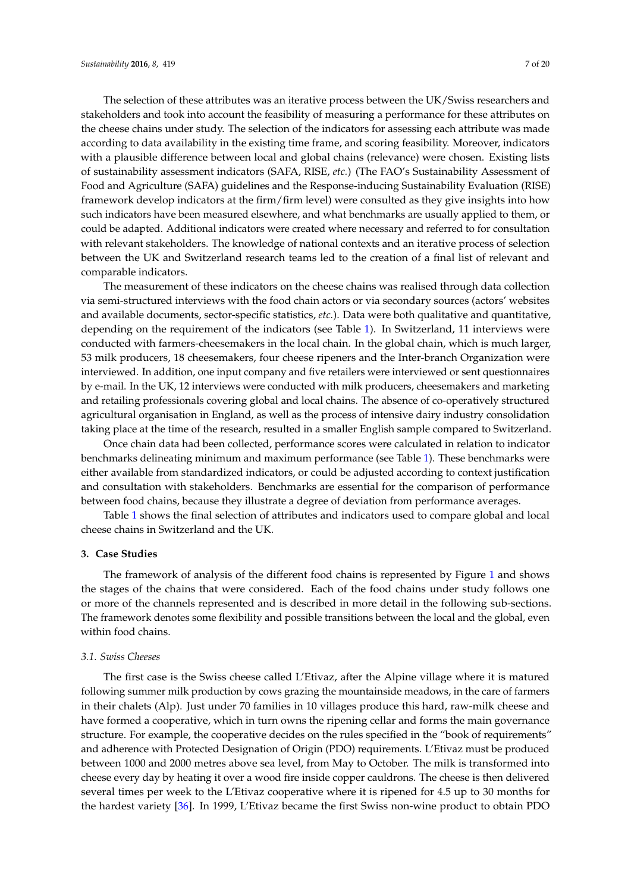The selection of these attributes was an iterative process between the UK/Swiss researchers and stakeholders and took into account the feasibility of measuring a performance for these attributes on the cheese chains under study. The selection of the indicators for assessing each attribute was made according to data availability in the existing time frame, and scoring feasibility. Moreover, indicators with a plausible difference between local and global chains (relevance) were chosen. Existing lists of sustainability assessment indicators (SAFA, RISE, *etc.*) (The FAO's Sustainability Assessment of Food and Agriculture (SAFA) guidelines and the Response-inducing Sustainability Evaluation (RISE) framework develop indicators at the firm/firm level) were consulted as they give insights into how such indicators have been measured elsewhere, and what benchmarks are usually applied to them, or could be adapted. Additional indicators were created where necessary and referred to for consultation with relevant stakeholders. The knowledge of national contexts and an iterative process of selection between the UK and Switzerland research teams led to the creation of a final list of relevant and comparable indicators.

The measurement of these indicators on the cheese chains was realised through data collection via semi-structured interviews with the food chain actors or via secondary sources (actors' websites and available documents, sector-specific statistics, *etc.*). Data were both qualitative and quantitative, depending on the requirement of the indicators (see Table 1). In Switzerland, 11 interviews were conducted with farmers-cheesemakers in the local chain. In the global chain, which is much larger, 53 milk producers, 18 cheesemakers, four cheese ripeners and the Inter-branch Organization were interviewed. In addition, one input company and five retailers were interviewed or sent questionnaires by e-mail. In the UK, 12 interviews were conducted with milk producers, cheesemakers and marketing and retailing professionals covering global and local chains. The absence of co-operatively structured agricultural organisation in England, as well as the process of intensive dairy industry consolidation taking place at the time of the research, resulted in a smaller English sample compared to Switzerland.

Once chain data had been collected, performance scores were calculated in relation to indicator benchmarks delineating minimum and maximum performance (see Table 1). These benchmarks were either available from standardized indicators, or could be adjusted according to context justification and consultation with stakeholders. Benchmarks are essential for the comparison of performance between food chains, because they illustrate a degree of deviation from performance averages.

Table 1 shows the final selection of attributes and indicators used to compare global and local cheese chains in Switzerland and the UK.

## 3. Case Studies

The framework of analysis of the different food chains is represented by Figure 1 and shows the stages of the chains that were considered. Each of the food chains under study follows one or more of the channels represented and is described in more detail in the following sub-sections. The framework denotes some flexibility and possible transitions between the local and the global, even within food chains.

### *3.1. Swiss Cheeses*

The first case is the Swiss cheese called L'Etivaz, after the Alpine village where it is matured following summer milk production by cows grazing the mountainside meadows, in the care of farmers in their chalets (Alp). Just under 70 families in 10 villages produce this hard, raw-milk cheese and have formed a cooperative, which in turn owns the ripening cellar and forms the main governance structure. For example, the cooperative decides on the rules specified in the "book of requirements" and adherence with Protected Designation of Origin (PDO) requirements. L'Etivaz must be produced between 1000 and 2000 metres above sea level, from May to October. The milk is transformed into cheese every day by heating it over a wood fire inside copper cauldrons. The cheese is then delivered several times per week to the L'Etivaz cooperative where it is ripened for 4.5 up to 30 months for the hardest variety [36]. In 1999, L'Etivaz became the first Swiss non-wine product to obtain PDO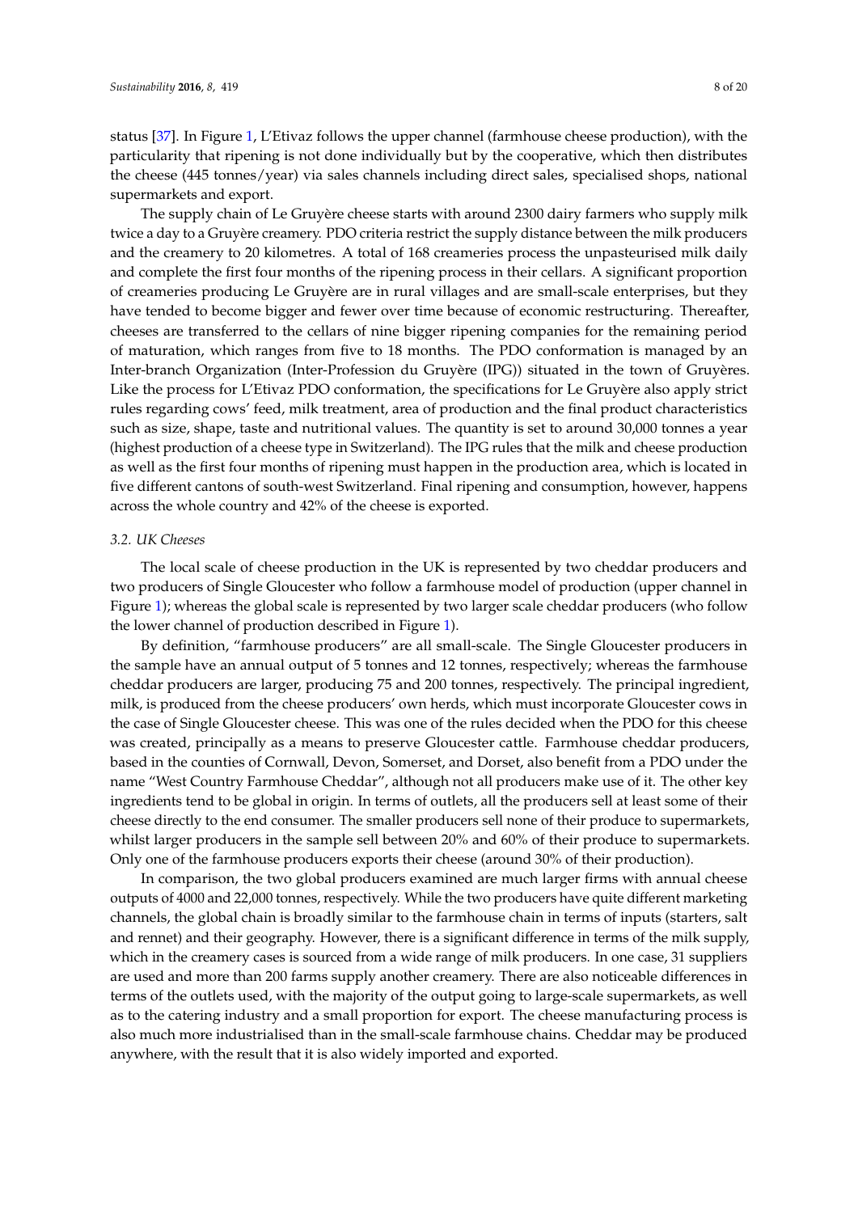status [37]. In Figure 1, L'Etivaz follows the upper channel (farmhouse cheese production), with the particularity that ripening is not done individually but by the cooperative, which then distributes the cheese (445 tonnes/year) via sales channels including direct sales, specialised shops, national supermarkets and export.

The supply chain of Le Gruyère cheese starts with around 2300 dairy farmers who supply milk twice a day to a Gruyère creamery. PDO criteria restrict the supply distance between the milk producers and the creamery to 20 kilometres. A total of 168 creameries process the unpasteurised milk daily and complete the first four months of the ripening process in their cellars. A significant proportion of creameries producing Le Gruyère are in rural villages and are small-scale enterprises, but they have tended to become bigger and fewer over time because of economic restructuring. Thereafter, cheeses are transferred to the cellars of nine bigger ripening companies for the remaining period of maturation, which ranges from five to 18 months. The PDO conformation is managed by an Inter-branch Organization (Inter-Profession du Gruyère (IPG)) situated in the town of Gruyères. Like the process for L'Etivaz PDO conformation, the specifications for Le Gruyère also apply strict rules regarding cows' feed, milk treatment, area of production and the final product characteristics such as size, shape, taste and nutritional values. The quantity is set to around 30,000 tonnes a year (highest production of a cheese type in Switzerland). The IPG rules that the milk and cheese production as well as the first four months of ripening must happen in the production area, which is located in five different cantons of south-west Switzerland. Final ripening and consumption, however, happens across the whole country and 42% of the cheese is exported.

### 3.2. UK Cheeses

The local scale of cheese production in the UK is represented by two cheddar producers and two producers of Single Gloucester who follow a farmhouse model of production (upper channel in Figure 1); whereas the global scale is represented by two larger scale cheddar producers (who follow the lower channel of production described in Figure 1).

By definition, "farmhouse producers" are all small-scale. The Single Gloucester producers in the sample have an annual output of 5 tonnes and 12 tonnes, respectively; whereas the farmhouse cheddar producers are larger, producing 75 and 200 tonnes, respectively. The principal ingredient, milk, is produced from the cheese producers' own herds, which must incorporate Gloucester cows in the case of Single Gloucester cheese. This was one of the rules decided when the PDO for this cheese was created, principally as a means to preserve Gloucester cattle. Farmhouse cheddar producers, based in the counties of Cornwall, Devon, Somerset, and Dorset, also benefit from a PDO under the name "West Country Farmhouse Cheddar", although not all producers make use of it. The other key ingredients tend to be global in origin. In terms of outlets, all the producers sell at least some of their cheese directly to the end consumer. The smaller producers sell none of their produce to supermarkets, whilst larger producers in the sample sell between 20% and 60% of their produce to supermarkets. Only one of the farmhouse producers exports their cheese (around 30% of their production).

In comparison, the two global producers examined are much larger firms with annual cheese outputs of 4000 and 22,000 tonnes, respectively. While the two producers have quite different marketing channels, the global chain is broadly similar to the farmhouse chain in terms of inputs (starters, salt and rennet) and their geography. However, there is a significant difference in terms of the milk supply, which in the creamery cases is sourced from a wide range of milk producers. In one case, 31 suppliers are used and more than 200 farms supply another creamery. There are also noticeable differences in terms of the outlets used, with the majority of the output going to large-scale supermarkets, as well as to the catering industry and a small proportion for export. The cheese manufacturing process is also much more industrialised than in the small-scale farmhouse chains. Cheddar may be produced anywhere, with the result that it is also widely imported and exported.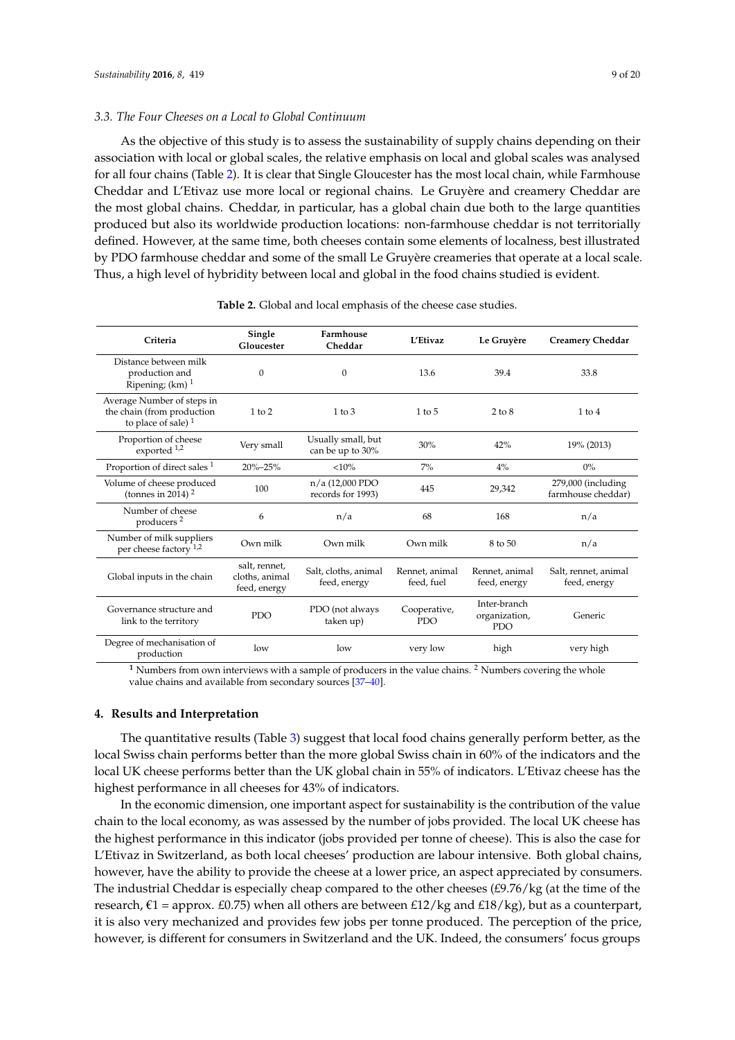### 3.3. The Four Cheeses on a Local to Global Continuum

As the objective of this study is to assess the sustainability of supply chains depending on their association with local or global scales, the relative emphasis on local and global scales was analysed for all four chains (Table 2). It is clear that Single Gloucester has the most local chain, while Farmhouse Cheddar and L'Etivaz use more local or regional chains. Le Gruyère and creamery Cheddar are the most global chains. Cheddar, in particular, has a global chain due both to the large quantities produced but also its worldwide production locations: non-farmhouse cheddar is not territorially defined. However, at the same time, both cheeses contain some elements of localness, best illustrated by PDO farmhouse cheddar and some of the small Le Gruyère creameries that operate at a local scale. Thus, a high level of hybridity between local and global in the food chains studied is evident.

**Table 2.** Global and local emphasis of the cheese case studies.

| Criteria | Single Gloucester | Farmhouse Cheddar | L'Etivaz | Le Gruyère | Creamery Cheddar |
|---|---|---|---|---|---|
| Distance between milk production and Ripening; (km) [1] | 0 | 0 | 13.6 | 39.4 | 33.8 |
| Average Number of steps in the chain (from production to place of sale) [1] | 1 to 2 | 1 to 3 | 1 to 5 | 2 to 8 | 1 to 4 |
| Proportion of cheese exported [1,2] | Very small | Usually small, but can be up to 30% | 30% | 42% | 19% (2013) |
| Proportion of direct sales [1] | 20%–25% | <10% | 7% | 4% | 0% |
| Volume of cheese produced (tonnes in 2014) [2] | 100 | n/a (12,000 PDO records for 1993) | 445 | 29,342 | 279,000 (including farmhouse cheddar) |
| Number of cheese producers [2] | 6 | n/a | 68 | 168 | n/a |
| Number of milk suppliers per cheese factory [1,2] | Own milk | Own milk | Own milk | 8 to 50 | n/a |
| Global inputs in the chain | salt, rennet, cloths, animal feed, energy | Salt, cloths, animal feed, energy | Rennet, animal feed, fuel | Rennet, animal feed, energy | Salt, rennet, animal feed, energy |
| Governance structure and link to the territory | PDO | PDO (not always taken up) | Cooperative, PDO | Inter-branch organization, PDO | Generic |
| Degree of mechanisation of production | low | low | very low | high | very high |

[1] Numbers from own interviews with a sample of producers in the value chains. [2] Numbers covering the whole value chains and available from secondary sources [37–40].

## 4. Results and Interpretation

The quantitative results (Table 3) suggest that local food chains generally perform better, as the local Swiss chain performs better than the more global Swiss chain in 60% of the indicators and the local UK cheese performs better than the UK global chain in 55% of indicators. L'Etivaz cheese has the highest performance in all cheeses for 43% of indicators.

In the economic dimension, one important aspect for sustainability is the contribution of the value chain to the local economy, as was assessed by the number of jobs provided. The local UK cheese has the highest performance in this indicator (jobs provided per tonne of cheese). This is also the case for L'Etivaz in Switzerland, as both local cheeses' production are labour intensive. Both global chains, however, have the ability to provide the cheese at a lower price, an aspect appreciated by consumers. The industrial Cheddar is especially cheap compared to the other cheeses (£9.76/kg (at the time of the research, €1 = approx. £0.75) when all others are between £12/kg and £18/kg), but as a counterpart, it is also very mechanized and provides few jobs per tonne produced. The perception of the price, however, is different for consumers in Switzerland and the UK. Indeed, the consumers' focus groups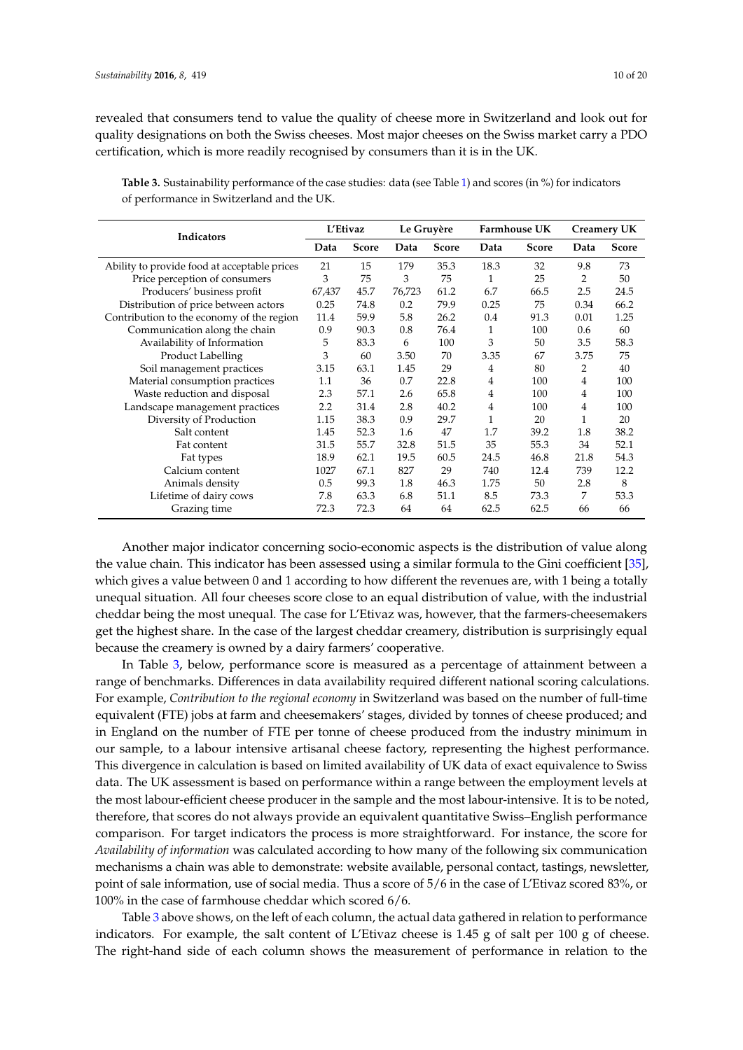revealed that consumers tend to value the quality of cheese more in Switzerland and look out for quality designations on both the Swiss cheeses. Most major cheeses on the Swiss market carry a PDO certification, which is more readily recognised by consumers than it is in the UK.

**Table 3.** Sustainability performance of the case studies: data (see Table 1) and scores (in %) for indicators of performance in Switzerland and the UK.

| Indicators | L'Etivaz | | Le Gruyère | | Farmhouse UK | | Creamery UK | |
|---|---|---|---|---|---|---|---|---|
| | Data | Score | Data | Score | Data | Score | Data | Score |
| Ability to provide food at acceptable prices | 21 | 15 | 179 | 35.3 | 18.3 | 32 | 9.8 | 73 |
| Price perception of consumers | 3 | 75 | 3 | 75 | 1 | 25 | 2 | 50 |
| Producers' business profit | 67,437 | 45.7 | 76,723 | 61.2 | 6.7 | 66.5 | 2.5 | 24.5 |
| Distribution of price between actors | 0.25 | 74.8 | 0.2 | 79.9 | 0.25 | 75 | 0.34 | 66.2 |
| Contribution to the economy of the region | 11.4 | 59.9 | 5.8 | 26.2 | 0.4 | 91.3 | 0.01 | 1.25 |
| Communication along the chain | 0.9 | 90.3 | 0.8 | 76.4 | 1 | 100 | 0.6 | 60 |
| Availability of Information | 5 | 83.3 | 6 | 100 | 3 | 50 | 3.5 | 58.3 |
| Product Labelling | 3 | 60 | 3.50 | 70 | 3.35 | 67 | 3.75 | 75 |
| Soil management practices | 3.15 | 63.1 | 1.45 | 29 | 4 | 80 | 2 | 40 |
| Material consumption practices | 1.1 | 36 | 0.7 | 22.8 | 4 | 100 | 4 | 100 |
| Waste reduction and disposal | 2.3 | 57.1 | 2.6 | 65.8 | 4 | 100 | 4 | 100 |
| Landscape management practices | 2.2 | 31.4 | 2.8 | 40.2 | 4 | 100 | 4 | 100 |
| Diversity of Production | 1.15 | 38.3 | 0.9 | 29.7 | 1 | 20 | 1 | 20 |
| Salt content | 1.45 | 52.3 | 1.6 | 47 | 1.7 | 39.2 | 1.8 | 38.2 |
| Fat content | 31.5 | 55.7 | 32.8 | 51.5 | 35 | 55.3 | 34 | 52.1 |
| Fat types | 18.9 | 62.1 | 19.5 | 60.5 | 24.5 | 46.8 | 21.8 | 54.3 |
| Calcium content | 1027 | 67.1 | 827 | 29 | 740 | 12.4 | 739 | 12.2 |
| Animals density | 0.5 | 99.3 | 1.8 | 46.3 | 1.75 | 50 | 2.8 | 8 |
| Lifetime of dairy cows | 7.8 | 63.3 | 6.8 | 51.1 | 8.5 | 73.3 | 7 | 53.3 |
| Grazing time | 72.3 | 72.3 | 64 | 64 | 62.5 | 62.5 | 66 | 66 |

Another major indicator concerning socio-economic aspects is the distribution of value along the value chain. This indicator has been assessed using a similar formula to the Gini coefficient [35], which gives a value between 0 and 1 according to how different the revenues are, with 1 being a totally unequal situation. All four cheeses score close to an equal distribution of value, with the industrial cheddar being the most unequal. The case for L'Etivaz was, however, that the farmers-cheesemakers get the highest share. In the case of the largest cheddar creamery, distribution is surprisingly equal because the creamery is owned by a dairy farmers' cooperative.

In Table 3, below, performance score is measured as a percentage of attainment between a range of benchmarks. Differences in data availability required different national scoring calculations. For example, *Contribution to the regional economy* in Switzerland was based on the number of full-time equivalent (FTE) jobs at farm and cheesemakers' stages, divided by tonnes of cheese produced; and in England on the number of FTE per tonne of cheese produced from the industry minimum in our sample, to a labour intensive artisanal cheese factory, representing the highest performance. This divergence in calculation is based on limited availability of UK data of exact equivalence to Swiss data. The UK assessment is based on performance within a range between the employment levels at the most labour-efficient cheese producer in the sample and the most labour-intensive. It is to be noted, therefore, that scores do not always provide an equivalent quantitative Swiss–English performance comparison. For target indicators the process is more straightforward. For instance, the score for *Availability of information* was calculated according to how many of the following six communication mechanisms a chain was able to demonstrate: website available, personal contact, tastings, newsletter, point of sale information, use of social media. Thus a score of 5/6 in the case of L'Etivaz scored 83%, or 100% in the case of farmhouse cheddar which scored 6/6.

Table 3 above shows, on the left of each column, the actual data gathered in relation to performance indicators. For example, the salt content of L'Etivaz cheese is 1.45 g of salt per 100 g of cheese. The right-hand side of each column shows the measurement of performance in relation to the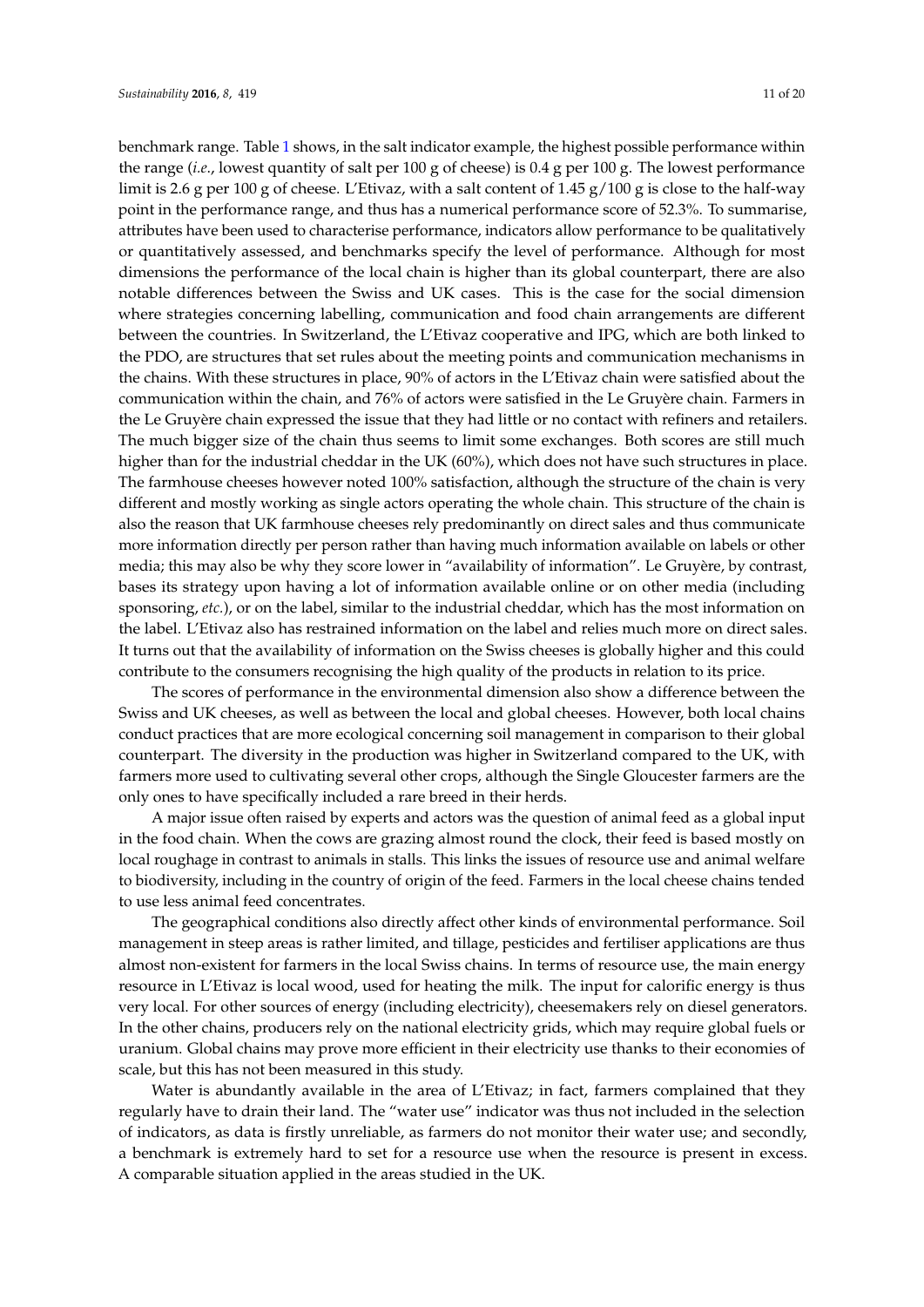benchmark range. Table 1 shows, in the salt indicator example, the highest possible performance within the range (*i.e.*, lowest quantity of salt per 100 g of cheese) is 0.4 g per 100 g. The lowest performance limit is 2.6 g per 100 g of cheese. L'Etivaz, with a salt content of 1.45 g/100 g is close to the half-way point in the performance range, and thus has a numerical performance score of 52.3%. To summarise, attributes have been used to characterise performance, indicators allow performance to be qualitatively or quantitatively assessed, and benchmarks specify the level of performance. Although for most dimensions the performance of the local chain is higher than its global counterpart, there are also notable differences between the Swiss and UK cases. This is the case for the social dimension where strategies concerning labelling, communication and food chain arrangements are different between the countries. In Switzerland, the L'Etivaz cooperative and IPG, which are both linked to the PDO, are structures that set rules about the meeting points and communication mechanisms in the chains. With these structures in place, 90% of actors in the L'Etivaz chain were satisfied about the communication within the chain, and 76% of actors were satisfied in the Le Gruyère chain. Farmers in the Le Gruyère chain expressed the issue that they had little or no contact with refiners and retailers. The much bigger size of the chain thus seems to limit some exchanges. Both scores are still much higher than for the industrial cheddar in the UK (60%), which does not have such structures in place. The farmhouse cheeses however noted 100% satisfaction, although the structure of the chain is very different and mostly working as single actors operating the whole chain. This structure of the chain is also the reason that UK farmhouse cheeses rely predominantly on direct sales and thus communicate more information directly per person rather than having much information available on labels or other media; this may also be why they score lower in "availability of information". Le Gruyère, by contrast, bases its strategy upon having a lot of information available online or on other media (including sponsoring, *etc.*), or on the label, similar to the industrial cheddar, which has the most information on the label. L'Etivaz also has restrained information on the label and relies much more on direct sales. It turns out that the availability of information on the Swiss cheeses is globally higher and this could contribute to the consumers recognising the high quality of the products in relation to its price.

The scores of performance in the environmental dimension also show a difference between the Swiss and UK cheeses, as well as between the local and global cheeses. However, both local chains conduct practices that are more ecological concerning soil management in comparison to their global counterpart. The diversity in the production was higher in Switzerland compared to the UK, with farmers more used to cultivating several other crops, although the Single Gloucester farmers are the only ones to have specifically included a rare breed in their herds.

A major issue often raised by experts and actors was the question of animal feed as a global input in the food chain. When the cows are grazing almost round the clock, their feed is based mostly on local roughage in contrast to animals in stalls. This links the issues of resource use and animal welfare to biodiversity, including in the country of origin of the feed. Farmers in the local cheese chains tended to use less animal feed concentrates.

The geographical conditions also directly affect other kinds of environmental performance. Soil management in steep areas is rather limited, and tillage, pesticides and fertiliser applications are thus almost non-existent for farmers in the local Swiss chains. In terms of resource use, the main energy resource in L'Etivaz is local wood, used for heating the milk. The input for calorific energy is thus very local. For other sources of energy (including electricity), cheesemakers rely on diesel generators. In the other chains, producers rely on the national electricity grids, which may require global fuels or uranium. Global chains may prove more efficient in their electricity use thanks to their economies of scale, but this has not been measured in this study.

Water is abundantly available in the area of L'Etivaz; in fact, farmers complained that they regularly have to drain their land. The "water use" indicator was thus not included in the selection of indicators, as data is firstly unreliable, as farmers do not monitor their water use; and secondly, a benchmark is extremely hard to set for a resource use when the resource is present in excess. A comparable situation applied in the areas studied in the UK.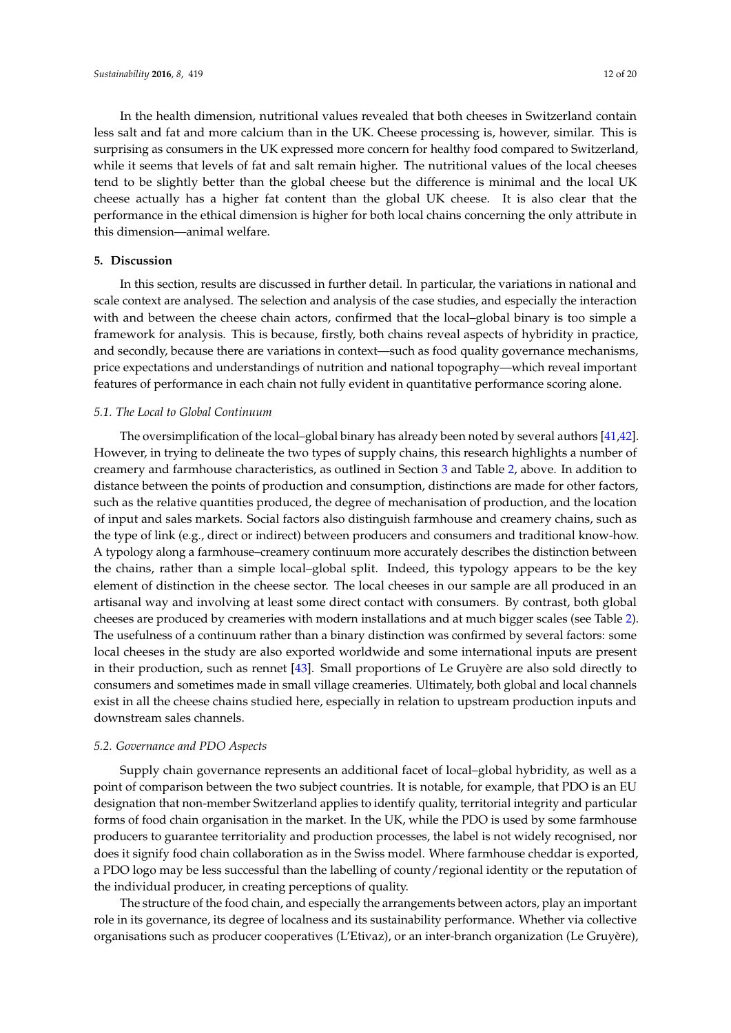In the health dimension, nutritional values revealed that both cheeses in Switzerland contain less salt and fat and more calcium than in the UK. Cheese processing is, however, similar. This is surprising as consumers in the UK expressed more concern for healthy food compared to Switzerland, while it seems that levels of fat and salt remain higher. The nutritional values of the local cheeses tend to be slightly better than the global cheese but the difference is minimal and the local UK cheese actually has a higher fat content than the global UK cheese. It is also clear that the performance in the ethical dimension is higher for both local chains concerning the only attribute in this dimension—animal welfare.

## 5. Discussion

In this section, results are discussed in further detail. In particular, the variations in national and scale context are analysed. The selection and analysis of the case studies, and especially the interaction with and between the cheese chain actors, confirmed that the local–global binary is too simple a framework for analysis. This is because, firstly, both chains reveal aspects of hybridity in practice, and secondly, because there are variations in context—such as food quality governance mechanisms, price expectations and understandings of nutrition and national topography—which reveal important features of performance in each chain not fully evident in quantitative performance scoring alone.

### 5.1. The Local to Global Continuum

The oversimplification of the local–global binary has already been noted by several authors [41,42]. However, in trying to delineate the two types of supply chains, this research highlights a number of creamery and farmhouse characteristics, as outlined in Section 3 and Table 2, above. In addition to distance between the points of production and consumption, distinctions are made for other factors, such as the relative quantities produced, the degree of mechanisation of production, and the location of input and sales markets. Social factors also distinguish farmhouse and creamery chains, such as the type of link (e.g., direct or indirect) between producers and consumers and traditional know-how. A typology along a farmhouse–creamery continuum more accurately describes the distinction between the chains, rather than a simple local–global split. Indeed, this typology appears to be the key element of distinction in the cheese sector. The local cheeses in our sample are all produced in an artisanal way and involving at least some direct contact with consumers. By contrast, both global cheeses are produced by creameries with modern installations and at much bigger scales (see Table 2). The usefulness of a continuum rather than a binary distinction was confirmed by several factors: some local cheeses in the study are also exported worldwide and some international inputs are present in their production, such as rennet [43]. Small proportions of Le Gruyère are also sold directly to consumers and sometimes made in small village creameries. Ultimately, both global and local channels exist in all the cheese chains studied here, especially in relation to upstream production inputs and downstream sales channels.

### 5.2. Governance and PDO Aspects

Supply chain governance represents an additional facet of local–global hybridity, as well as a point of comparison between the two subject countries. It is notable, for example, that PDO is an EU designation that non-member Switzerland applies to identify quality, territorial integrity and particular forms of food chain organisation in the market. In the UK, while the PDO is used by some farmhouse producers to guarantee territoriality and production processes, the label is not widely recognised, nor does it signify food chain collaboration as in the Swiss model. Where farmhouse cheddar is exported, a PDO logo may be less successful than the labelling of county/regional identity or the reputation of the individual producer, in creating perceptions of quality.

The structure of the food chain, and especially the arrangements between actors, play an important role in its governance, its degree of localness and its sustainability performance. Whether via collective organisations such as producer cooperatives (L'Etivaz), or an inter-branch organization (Le Gruyère),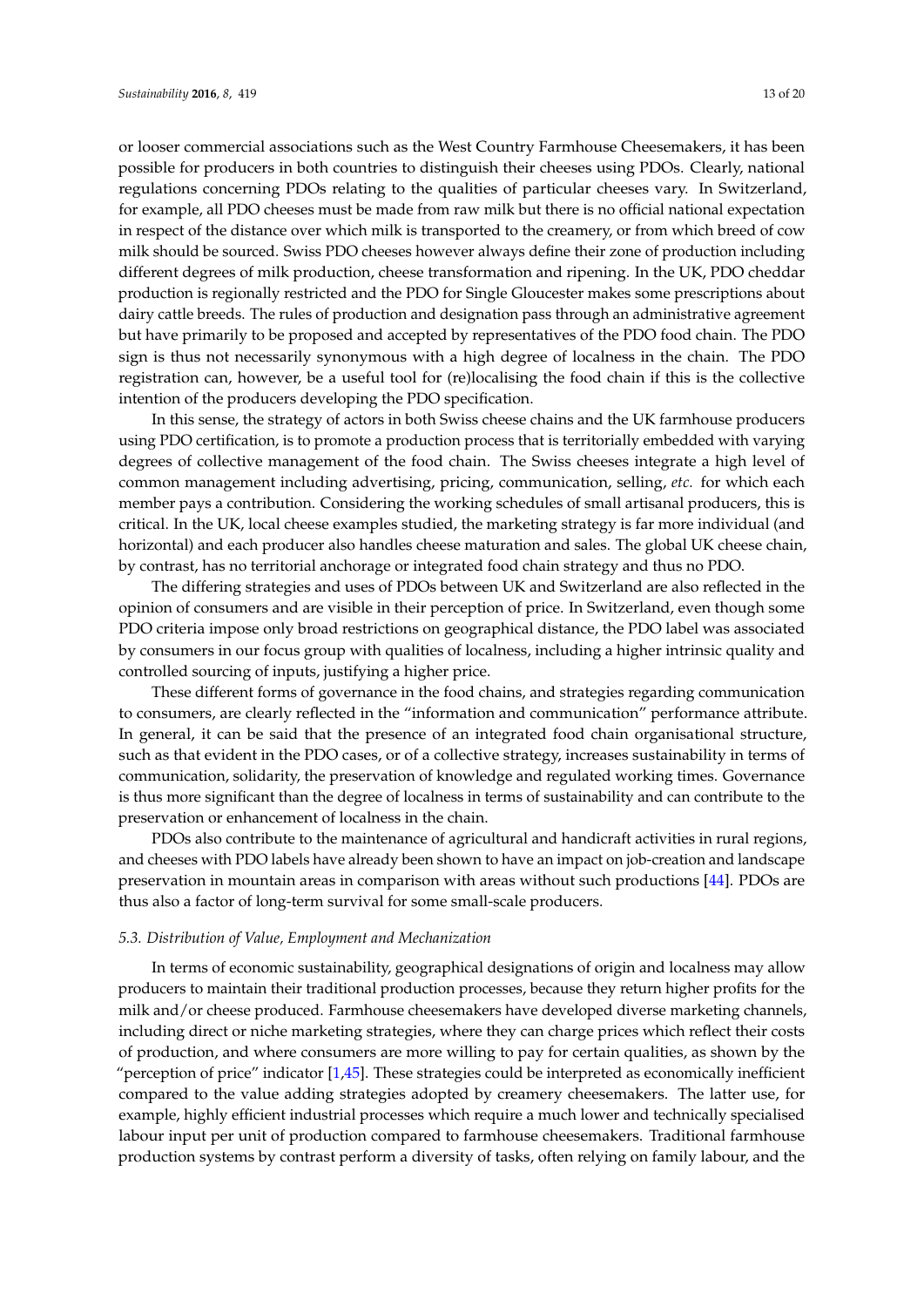or looser commercial associations such as the West Country Farmhouse Cheesemakers, it has been possible for producers in both countries to distinguish their cheeses using PDOs. Clearly, national regulations concerning PDOs relating to the qualities of particular cheeses vary. In Switzerland, for example, all PDO cheeses must be made from raw milk but there is no official national expectation in respect of the distance over which milk is transported to the creamery, or from which breed of cow milk should be sourced. Swiss PDO cheeses however always define their zone of production including different degrees of milk production, cheese transformation and ripening. In the UK, PDO cheddar production is regionally restricted and the PDO for Single Gloucester makes some prescriptions about dairy cattle breeds. The rules of production and designation pass through an administrative agreement but have primarily to be proposed and accepted by representatives of the PDO food chain. The PDO sign is thus not necessarily synonymous with a high degree of localness in the chain. The PDO registration can, however, be a useful tool for (re)localising the food chain if this is the collective intention of the producers developing the PDO specification.

In this sense, the strategy of actors in both Swiss cheese chains and the UK farmhouse producers using PDO certification, is to promote a production process that is territorially embedded with varying degrees of collective management of the food chain. The Swiss cheeses integrate a high level of common management including advertising, pricing, communication, selling, *etc.* for which each member pays a contribution. Considering the working schedules of small artisanal producers, this is critical. In the UK, local cheese examples studied, the marketing strategy is far more individual (and horizontal) and each producer also handles cheese maturation and sales. The global UK cheese chain, by contrast, has no territorial anchorage or integrated food chain strategy and thus no PDO.

The differing strategies and uses of PDOs between UK and Switzerland are also reflected in the opinion of consumers and are visible in their perception of price. In Switzerland, even though some PDO criteria impose only broad restrictions on geographical distance, the PDO label was associated by consumers in our focus group with qualities of localness, including a higher intrinsic quality and controlled sourcing of inputs, justifying a higher price.

These different forms of governance in the food chains, and strategies regarding communication to consumers, are clearly reflected in the "information and communication" performance attribute. In general, it can be said that the presence of an integrated food chain organisational structure, such as that evident in the PDO cases, or of a collective strategy, increases sustainability in terms of communication, solidarity, the preservation of knowledge and regulated working times. Governance is thus more significant than the degree of localness in terms of sustainability and can contribute to the preservation or enhancement of localness in the chain.

PDOs also contribute to the maintenance of agricultural and handicraft activities in rural regions, and cheeses with PDO labels have already been shown to have an impact on job-creation and landscape preservation in mountain areas in comparison with areas without such productions [44]. PDOs are thus also a factor of long-term survival for some small-scale producers.

### *5.3. Distribution of Value, Employment and Mechanization*

In terms of economic sustainability, geographical designations of origin and localness may allow producers to maintain their traditional production processes, because they return higher profits for the milk and/or cheese produced. Farmhouse cheesemakers have developed diverse marketing channels, including direct or niche marketing strategies, where they can charge prices which reflect their costs of production, and where consumers are more willing to pay for certain qualities, as shown by the "perception of price" indicator [1,45]. These strategies could be interpreted as economically inefficient compared to the value adding strategies adopted by creamery cheesemakers. The latter use, for example, highly efficient industrial processes which require a much lower and technically specialised labour input per unit of production compared to farmhouse cheesemakers. Traditional farmhouse production systems by contrast perform a diversity of tasks, often relying on family labour, and the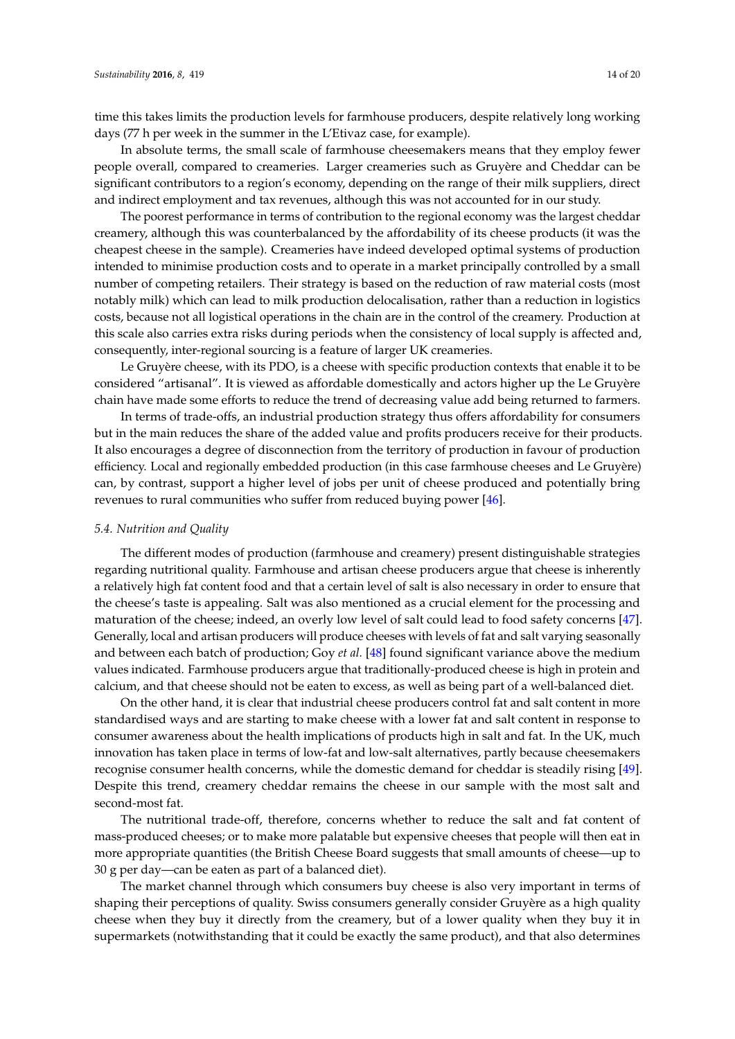time this takes limits the production levels for farmhouse producers, despite relatively long working days (77 h per week in the summer in the L'Etivaz case, for example).

In absolute terms, the small scale of farmhouse cheesemakers means that they employ fewer people overall, compared to creameries. Larger creameries such as Gruyère and Cheddar can be significant contributors to a region's economy, depending on the range of their milk suppliers, direct and indirect employment and tax revenues, although this was not accounted for in our study.

The poorest performance in terms of contribution to the regional economy was the largest cheddar creamery, although this was counterbalanced by the affordability of its cheese products (it was the cheapest cheese in the sample). Creameries have indeed developed optimal systems of production intended to minimise production costs and to operate in a market principally controlled by a small number of competing retailers. Their strategy is based on the reduction of raw material costs (most notably milk) which can lead to milk production delocalisation, rather than a reduction in logistics costs, because not all logistical operations in the chain are in the control of the creamery. Production at this scale also carries extra risks during periods when the consistency of local supply is affected and, consequently, inter-regional sourcing is a feature of larger UK creameries.

Le Gruyère cheese, with its PDO, is a cheese with specific production contexts that enable it to be considered "artisanal". It is viewed as affordable domestically and actors higher up the Le Gruyère chain have made some efforts to reduce the trend of decreasing value add being returned to farmers.

In terms of trade-offs, an industrial production strategy thus offers affordability for consumers but in the main reduces the share of the added value and profits producers receive for their products. It also encourages a degree of disconnection from the territory of production in favour of production efficiency. Local and regionally embedded production (in this case farmhouse cheeses and Le Gruyère) can, by contrast, support a higher level of jobs per unit of cheese produced and potentially bring revenues to rural communities who suffer from reduced buying power [46].

### *5.4. Nutrition and Quality*

The different modes of production (farmhouse and creamery) present distinguishable strategies regarding nutritional quality. Farmhouse and artisan cheese producers argue that cheese is inherently a relatively high fat content food and that a certain level of salt is also necessary in order to ensure that the cheese's taste is appealing. Salt was also mentioned as a crucial element for the processing and maturation of the cheese; indeed, an overly low level of salt could lead to food safety concerns [47]. Generally, local and artisan producers will produce cheeses with levels of fat and salt varying seasonally and between each batch of production; Goy *et al.* [48] found significant variance above the medium values indicated. Farmhouse producers argue that traditionally-produced cheese is high in protein and calcium, and that cheese should not be eaten to excess, as well as being part of a well-balanced diet.

On the other hand, it is clear that industrial cheese producers control fat and salt content in more standardised ways and are starting to make cheese with a lower fat and salt content in response to consumer awareness about the health implications of products high in salt and fat. In the UK, much innovation has taken place in terms of low-fat and low-salt alternatives, partly because cheesemakers recognise consumer health concerns, while the domestic demand for cheddar is steadily rising [49]. Despite this trend, creamery cheddar remains the cheese in our sample with the most salt and second-most fat.

The nutritional trade-off, therefore, concerns whether to reduce the salt and fat content of mass-produced cheeses; or to make more palatable but expensive cheeses that people will then eat in more appropriate quantities (the British Cheese Board suggests that small amounts of cheese—up to 30 g per day—can be eaten as part of a balanced diet).

The market channel through which consumers buy cheese is also very important in terms of shaping their perceptions of quality. Swiss consumers generally consider Gruyère as a high quality cheese when they buy it directly from the creamery, but of a lower quality when they buy it in supermarkets (notwithstanding that it could be exactly the same product), and that also determines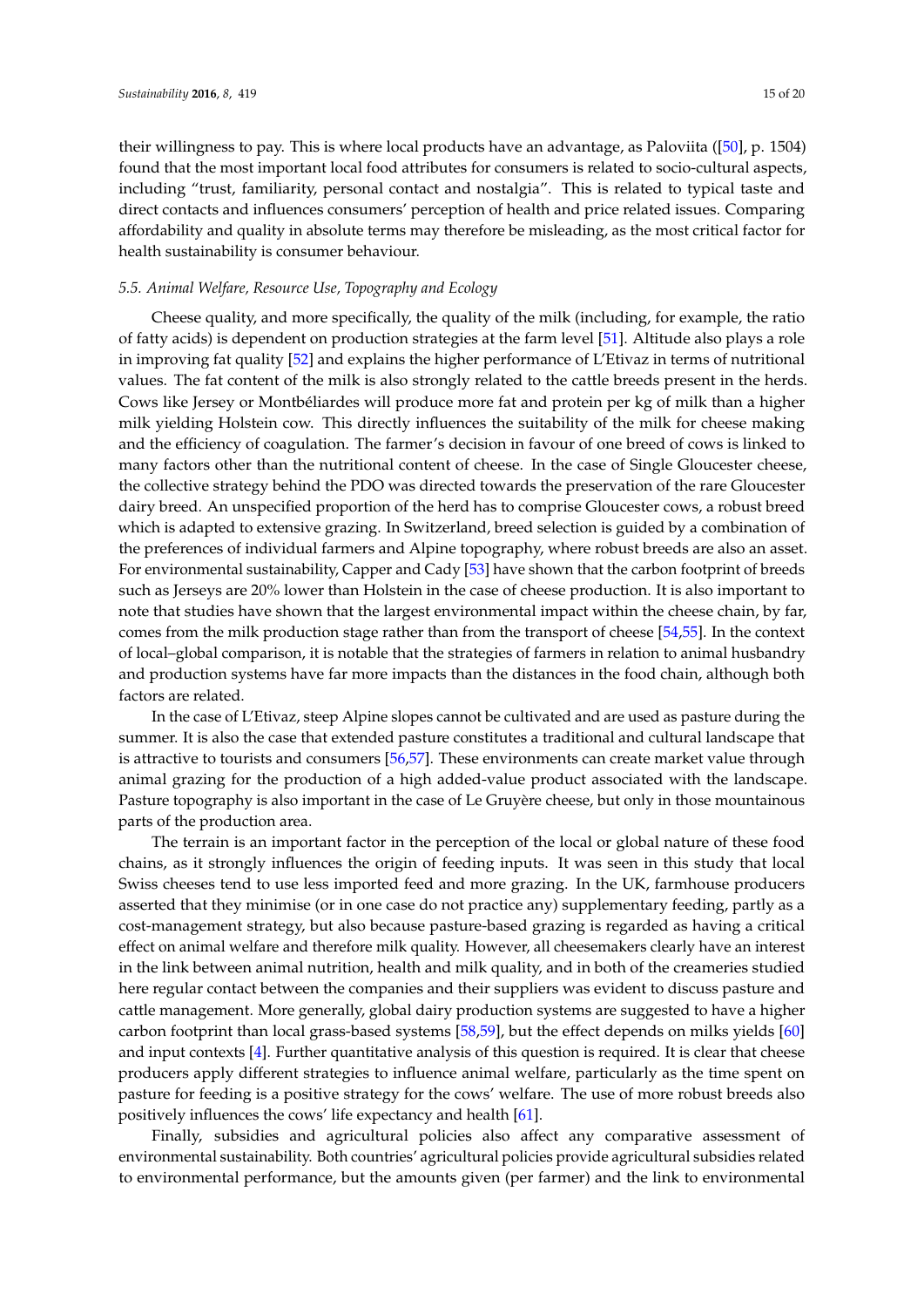their willingness to pay. This is where local products have an advantage, as Paloviita ([50], p. 1504) found that the most important local food attributes for consumers is related to socio-cultural aspects, including "trust, familiarity, personal contact and nostalgia". This is related to typical taste and direct contacts and influences consumers' perception of health and price related issues. Comparing affordability and quality in absolute terms may therefore be misleading, as the most critical factor for health sustainability is consumer behaviour.

### *5.5. Animal Welfare, Resource Use, Topography and Ecology*

Cheese quality, and more specifically, the quality of the milk (including, for example, the ratio of fatty acids) is dependent on production strategies at the farm level [51]. Altitude also plays a role in improving fat quality [52] and explains the higher performance of L'Etivaz in terms of nutritional values. The fat content of the milk is also strongly related to the cattle breeds present in the herds. Cows like Jersey or Montbéliardes will produce more fat and protein per kg of milk than a higher milk yielding Holstein cow. This directly influences the suitability of the milk for cheese making and the efficiency of coagulation. The farmer's decision in favour of one breed of cows is linked to many factors other than the nutritional content of cheese. In the case of Single Gloucester cheese, the collective strategy behind the PDO was directed towards the preservation of the rare Gloucester dairy breed. An unspecified proportion of the herd has to comprise Gloucester cows, a robust breed which is adapted to extensive grazing. In Switzerland, breed selection is guided by a combination of the preferences of individual farmers and Alpine topography, where robust breeds are also an asset. For environmental sustainability, Capper and Cady [53] have shown that the carbon footprint of breeds such as Jerseys are 20% lower than Holstein in the case of cheese production. It is also important to note that studies have shown that the largest environmental impact within the cheese chain, by far, comes from the milk production stage rather than from the transport of cheese [54,55]. In the context of local–global comparison, it is notable that the strategies of farmers in relation to animal husbandry and production systems have far more impacts than the distances in the food chain, although both factors are related.

In the case of L'Etivaz, steep Alpine slopes cannot be cultivated and are used as pasture during the summer. It is also the case that extended pasture constitutes a traditional and cultural landscape that is attractive to tourists and consumers [56,57]. These environments can create market value through animal grazing for the production of a high added-value product associated with the landscape. Pasture topography is also important in the case of Le Gruyère cheese, but only in those mountainous parts of the production area.

The terrain is an important factor in the perception of the local or global nature of these food chains, as it strongly influences the origin of feeding inputs. It was seen in this study that local Swiss cheeses tend to use less imported feed and more grazing. In the UK, farmhouse producers asserted that they minimise (or in one case do not practice any) supplementary feeding, partly as a cost-management strategy, but also because pasture-based grazing is regarded as having a critical effect on animal welfare and therefore milk quality. However, all cheesemakers clearly have an interest in the link between animal nutrition, health and milk quality, and in both of the creameries studied here regular contact between the companies and their suppliers was evident to discuss pasture and cattle management. More generally, global dairy production systems are suggested to have a higher carbon footprint than local grass-based systems [58,59], but the effect depends on milks yields [60] and input contexts [4]. Further quantitative analysis of this question is required. It is clear that cheese producers apply different strategies to influence animal welfare, particularly as the time spent on pasture for feeding is a positive strategy for the cows' welfare. The use of more robust breeds also positively influences the cows' life expectancy and health [61].

Finally, subsidies and agricultural policies also affect any comparative assessment of environmental sustainability. Both countries' agricultural policies provide agricultural subsidies related to environmental performance, but the amounts given (per farmer) and the link to environmental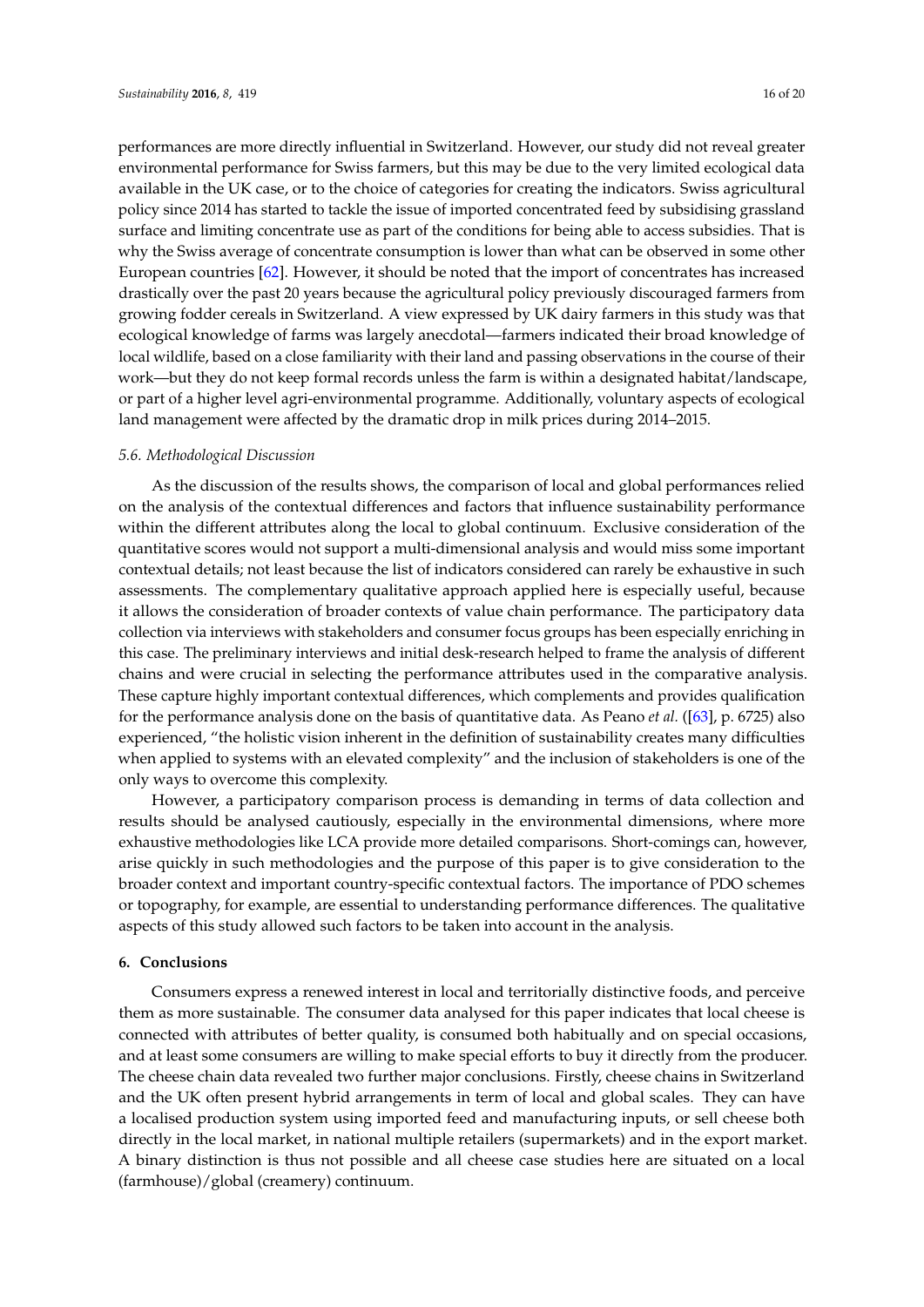performances are more directly influential in Switzerland. However, our study did not reveal greater environmental performance for Swiss farmers, but this may be due to the very limited ecological data available in the UK case, or to the choice of categories for creating the indicators. Swiss agricultural policy since 2014 has started to tackle the issue of imported concentrated feed by subsidising grassland surface and limiting concentrate use as part of the conditions for being able to access subsidies. That is why the Swiss average of concentrate consumption is lower than what can be observed in some other European countries [62]. However, it should be noted that the import of concentrates has increased drastically over the past 20 years because the agricultural policy previously discouraged farmers from growing fodder cereals in Switzerland. A view expressed by UK dairy farmers in this study was that ecological knowledge of farms was largely anecdotal—farmers indicated their broad knowledge of local wildlife, based on a close familiarity with their land and passing observations in the course of their work—but they do not keep formal records unless the farm is within a designated habitat/landscape, or part of a higher level agri-environmental programme. Additionally, voluntary aspects of ecological land management were affected by the dramatic drop in milk prices during 2014–2015.

### *5.6. Methodological Discussion*

As the discussion of the results shows, the comparison of local and global performances relied on the analysis of the contextual differences and factors that influence sustainability performance within the different attributes along the local to global continuum. Exclusive consideration of the quantitative scores would not support a multi-dimensional analysis and would miss some important contextual details; not least because the list of indicators considered can rarely be exhaustive in such assessments. The complementary qualitative approach applied here is especially useful, because it allows the consideration of broader contexts of value chain performance. The participatory data collection via interviews with stakeholders and consumer focus groups has been especially enriching in this case. The preliminary interviews and initial desk-research helped to frame the analysis of different chains and were crucial in selecting the performance attributes used in the comparative analysis. These capture highly important contextual differences, which complements and provides qualification for the performance analysis done on the basis of quantitative data. As Peano *et al.* ([63], p. 6725) also experienced, "the holistic vision inherent in the definition of sustainability creates many difficulties when applied to systems with an elevated complexity" and the inclusion of stakeholders is one of the only ways to overcome this complexity.

However, a participatory comparison process is demanding in terms of data collection and results should be analysed cautiously, especially in the environmental dimensions, where more exhaustive methodologies like LCA provide more detailed comparisons. Short-comings can, however, arise quickly in such methodologies and the purpose of this paper is to give consideration to the broader context and important country-specific contextual factors. The importance of PDO schemes or topography, for example, are essential to understanding performance differences. The qualitative aspects of this study allowed such factors to be taken into account in the analysis.

## 6. Conclusions

Consumers express a renewed interest in local and territorially distinctive foods, and perceive them as more sustainable. The consumer data analysed for this paper indicates that local cheese is connected with attributes of better quality, is consumed both habitually and on special occasions, and at least some consumers are willing to make special efforts to buy it directly from the producer. The cheese chain data revealed two further major conclusions. Firstly, cheese chains in Switzerland and the UK often present hybrid arrangements in term of local and global scales. They can have a localised production system using imported feed and manufacturing inputs, or sell cheese both directly in the local market, in national multiple retailers (supermarkets) and in the export market. A binary distinction is thus not possible and all cheese case studies here are situated on a local (farmhouse)/global (creamery) continuum.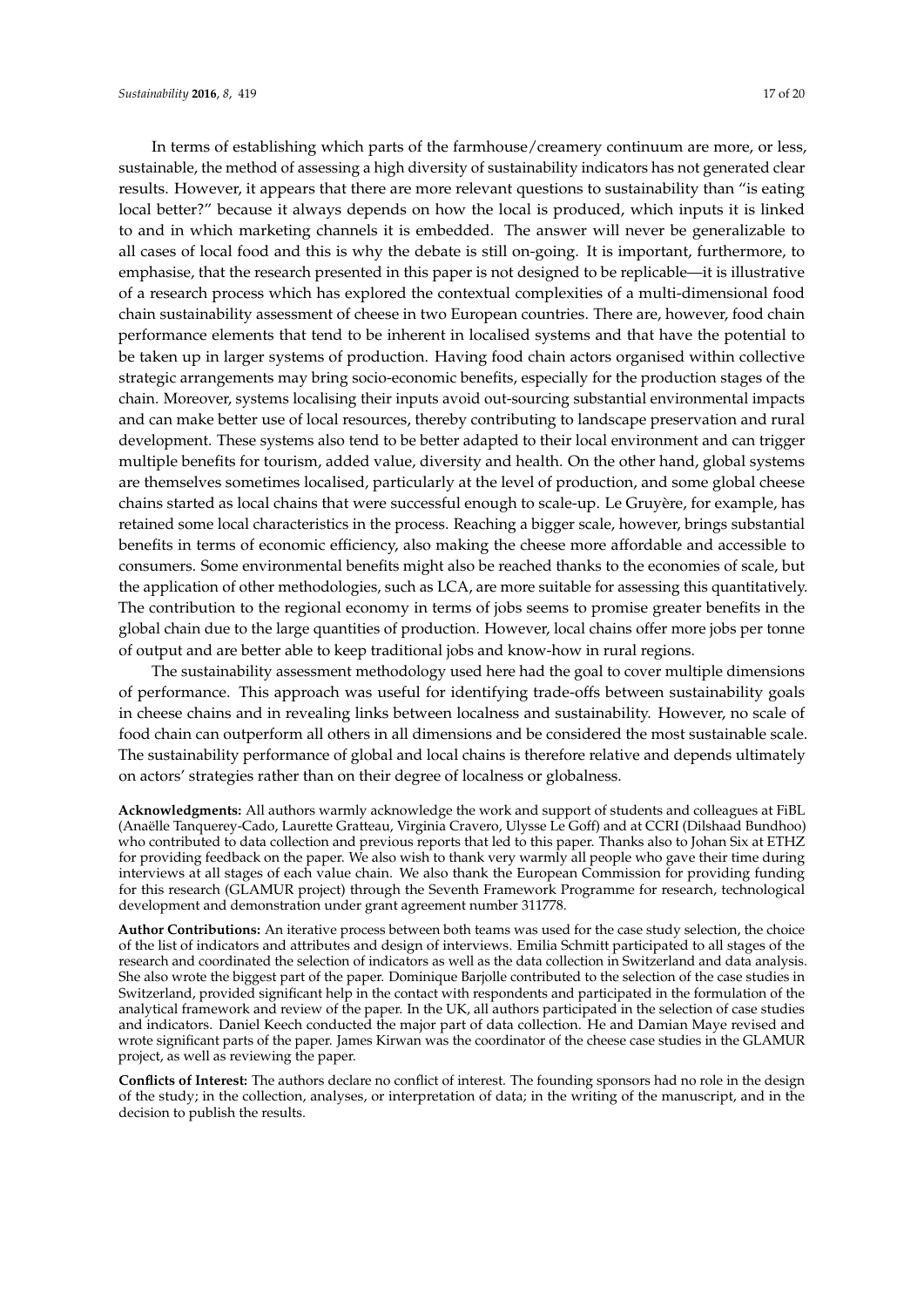In terms of establishing which parts of the farmhouse/creamery continuum are more, or less, sustainable, the method of assessing a high diversity of sustainability indicators has not generated clear results. However, it appears that there are more relevant questions to sustainability than "is eating local better?" because it always depends on how the local is produced, which inputs it is linked to and in which marketing channels it is embedded. The answer will never be generalizable to all cases of local food and this is why the debate is still on-going. It is important, furthermore, to emphasise, that the research presented in this paper is not designed to be replicable—it is illustrative of a research process which has explored the contextual complexities of a multi-dimensional food chain sustainability assessment of cheese in two European countries. There are, however, food chain performance elements that tend to be inherent in localised systems and that have the potential to be taken up in larger systems of production. Having food chain actors organised within collective strategic arrangements may bring socio-economic benefits, especially for the production stages of the chain. Moreover, systems localising their inputs avoid out-sourcing substantial environmental impacts and can make better use of local resources, thereby contributing to landscape preservation and rural development. These systems also tend to be better adapted to their local environment and can trigger multiple benefits for tourism, added value, diversity and health. On the other hand, global systems are themselves sometimes localised, particularly at the level of production, and some global cheese chains started as local chains that were successful enough to scale-up. Le Gruyère, for example, has retained some local characteristics in the process. Reaching a bigger scale, however, brings substantial benefits in terms of economic efficiency, also making the cheese more affordable and accessible to consumers. Some environmental benefits might also be reached thanks to the economies of scale, but the application of other methodologies, such as LCA, are more suitable for assessing this quantitatively. The contribution to the regional economy in terms of jobs seems to promise greater benefits in the global chain due to the large quantities of production. However, local chains offer more jobs per tonne of output and are better able to keep traditional jobs and know-how in rural regions.

The sustainability assessment methodology used here had the goal to cover multiple dimensions of performance. This approach was useful for identifying trade-offs between sustainability goals in cheese chains and in revealing links between localness and sustainability. However, no scale of food chain can outperform all others in all dimensions and be considered the most sustainable scale. The sustainability performance of global and local chains is therefore relative and depends ultimately on actors' strategies rather than on their degree of localness or globalness.

**Acknowledgments:** All authors warmly acknowledge the work and support of students and colleagues at FiBL (Anaëlle Tanquerey-Cado, Laurette Gratteau, Virginia Cravero, Ulysse Le Goff) and at CCRI (Dilshaad Bundhoo) who contributed to data collection and previous reports that led to this paper. Thanks also to Johan Six at ETHZ for providing feedback on the paper. We also wish to thank very warmly all people who gave their time during interviews at all stages of each value chain. We also thank the European Commission for providing funding for this research (GLAMUR project) through the Seventh Framework Programme for research, technological development and demonstration under grant agreement number 311778.

**Author Contributions:** An iterative process between both teams was used for the case study selection, the choice of the list of indicators and attributes and design of interviews. Emilia Schmitt participated to all stages of the research and coordinated the selection of indicators as well as the data collection in Switzerland and data analysis. She also wrote the biggest part of the paper. Dominique Barjolle contributed to the selection of the case studies in Switzerland, provided significant help in the contact with respondents and participated in the formulation of the analytical framework and review of the paper. In the UK, all authors participated in the selection of case studies and indicators. Daniel Keech conducted the major part of data collection. He and Damian Maye revised and wrote significant parts of the paper. James Kirwan was the coordinator of the cheese case studies in the GLAMUR project, as well as reviewing the paper.

**Conflicts of Interest:** The authors declare no conflict of interest. The founding sponsors had no role in the design of the study; in the collection, analyses, or interpretation of data; in the writing of the manuscript, and in the decision to publish the results.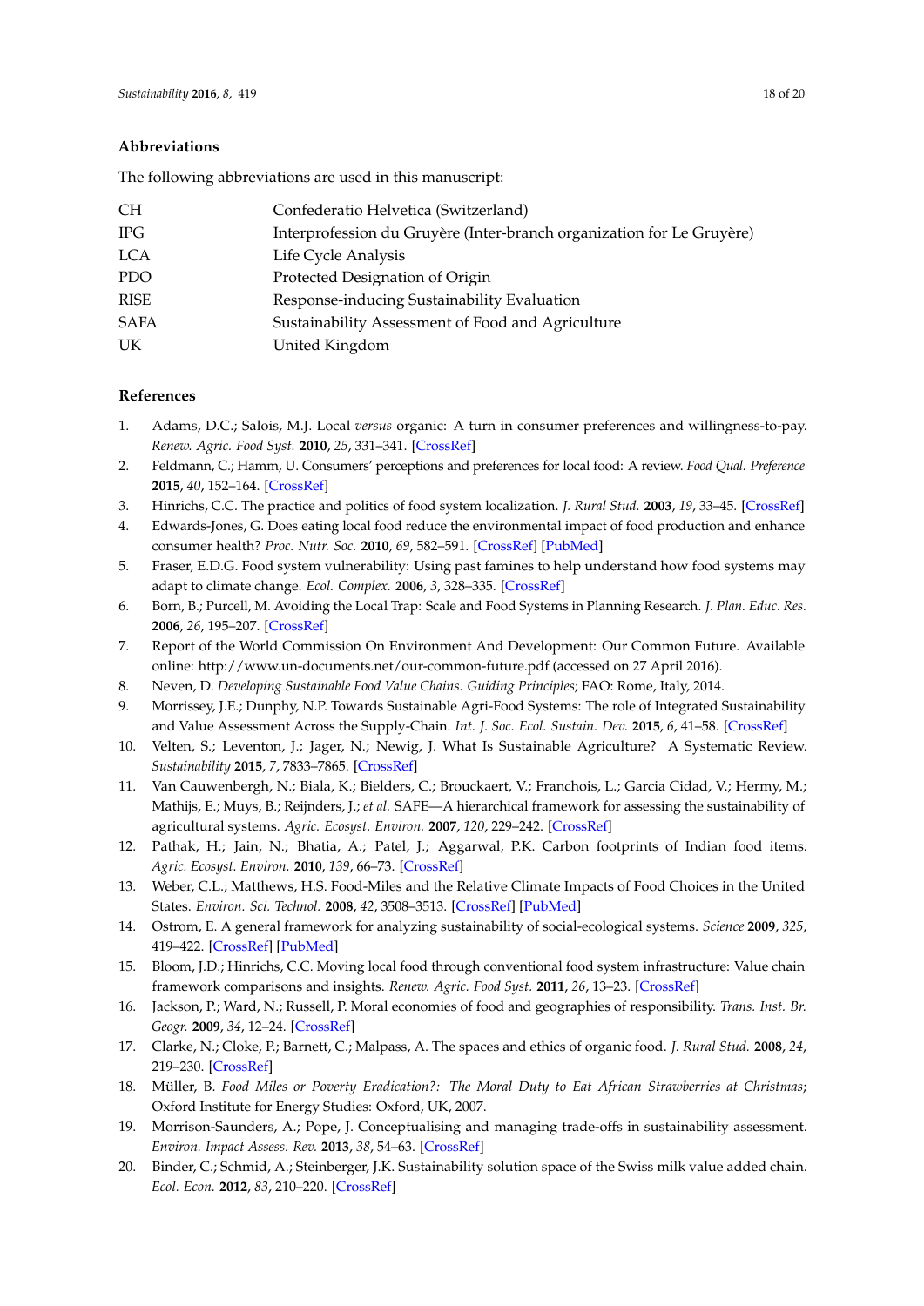## Abbreviations

The following abbreviations are used in this manuscript:

| | |
|---|---|
| CH | Confederatio Helvetica (Switzerland) |
| IPG | Interprofession du Gruyère (Inter-branch organization for Le Gruyère) |
| LCA | Life Cycle Analysis |
| PDO | Protected Designation of Origin |
| RISE | Response-inducing Sustainability Evaluation |
| SAFA | Sustainability Assessment of Food and Agriculture |
| UK | United Kingdom |

## References

1. Adams, D.C.; Salois, M.J. Local *versus* organic: A turn in consumer preferences and willingness-to-pay. *Renew. Agric. Food Syst.* **2010**, *25*, 331–341. [CrossRef]
2. Feldmann, C.; Hamm, U. Consumers' perceptions and preferences for local food: A review. *Food Qual. Preference* **2015**, *40*, 152–164. [CrossRef]
3. Hinrichs, C.C. The practice and politics of food system localization. *J. Rural Stud.* **2003**, *19*, 33–45. [CrossRef]
4. Edwards-Jones, G. Does eating local food reduce the environmental impact of food production and enhance consumer health? *Proc. Nutr. Soc.* **2010**, *69*, 582–591. [CrossRef] [PubMed]
5. Fraser, E.D.G. Food system vulnerability: Using past famines to help understand how food systems may adapt to climate change. *Ecol. Complex.* **2006**, *3*, 328–335. [CrossRef]
6. Born, B.; Purcell, M. Avoiding the Local Trap: Scale and Food Systems in Planning Research. *J. Plan. Educ. Res.* **2006**, *26*, 195–207. [CrossRef]
7. Report of the World Commission On Environment And Development: Our Common Future. Available online: http://www.un-documents.net/our-common-future.pdf (accessed on 27 April 2016).
8. Neven, D. *Developing Sustainable Food Value Chains. Guiding Principles*; FAO: Rome, Italy, 2014.
9. Morrissey, J.E.; Dunphy, N.P. Towards Sustainable Agri-Food Systems: The role of Integrated Sustainability and Value Assessment Across the Supply-Chain. *Int. J. Soc. Ecol. Sustain. Dev.* **2015**, *6*, 41–58. [CrossRef]
10. Velten, S.; Leventon, J.; Jager, N.; Newig, J. What Is Sustainable Agriculture? A Systematic Review. *Sustainability* **2015**, *7*, 7833–7865. [CrossRef]
11. Van Cauwenbergh, N.; Biala, K.; Bielders, C.; Brouckaert, V.; Franchois, L.; Garcia Cidad, V.; Hermy, M.; Mathijs, E.; Muys, B.; Reijnders, J.; *et al.* SAFE—A hierarchical framework for assessing the sustainability of agricultural systems. *Agric. Ecosyst. Environ.* **2007**, *120*, 229–242. [CrossRef]
12. Pathak, H.; Jain, N.; Bhatia, A.; Patel, J.; Aggarwal, P.K. Carbon footprints of Indian food items. *Agric. Ecosyst. Environ.* **2010**, *139*, 66–73. [CrossRef]
13. Weber, C.L.; Matthews, H.S. Food-Miles and the Relative Climate Impacts of Food Choices in the United States. *Environ. Sci. Technol.* **2008**, *42*, 3508–3513. [CrossRef] [PubMed]
14. Ostrom, E. A general framework for analyzing sustainability of social-ecological systems. *Science* **2009**, *325*, 419–422. [CrossRef] [PubMed]
15. Bloom, J.D.; Hinrichs, C.C. Moving local food through conventional food system infrastructure: Value chain framework comparisons and insights. *Renew. Agric. Food Syst.* **2011**, *26*, 13–23. [CrossRef]
16. Jackson, P.; Ward, N.; Russell, P. Moral economies of food and geographies of responsibility. *Trans. Inst. Br. Geogr.* **2009**, *34*, 12–24. [CrossRef]
17. Clarke, N.; Cloke, P.; Barnett, C.; Malpass, A. The spaces and ethics of organic food. *J. Rural Stud.* **2008**, *24*, 219–230. [CrossRef]
18. Müller, B. *Food Miles or Poverty Eradication?: The Moral Duty to Eat African Strawberries at Christmas*; Oxford Institute for Energy Studies: Oxford, UK, 2007.
19. Morrison-Saunders, A.; Pope, J. Conceptualising and managing trade-offs in sustainability assessment. *Environ. Impact Assess. Rev.* **2013**, *38*, 54–63. [CrossRef]
20. Binder, C.; Schmid, A.; Steinberger, J.K. Sustainability solution space of the Swiss milk value added chain. *Ecol. Econ.* **2012**, *83*, 210–220. [CrossRef]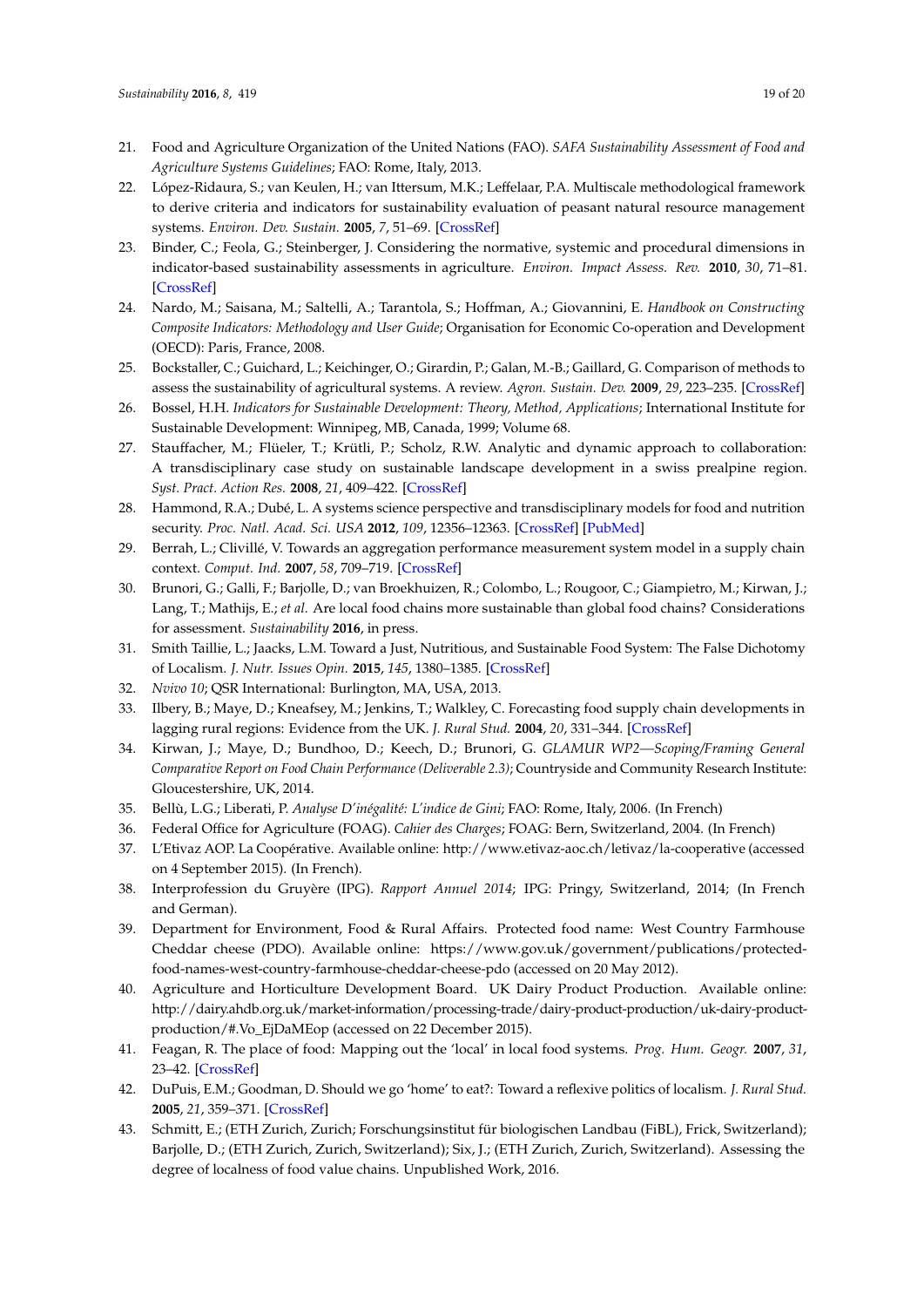21. Food and Agriculture Organization of the United Nations (FAO). *SAFA Sustainability Assessment of Food and Agriculture Systems Guidelines*; FAO: Rome, Italy, 2013.
22. López-Ridaura, S.; van Keulen, H.; van Ittersum, M.K.; Leffelaar, P.A. Multiscale methodological framework to derive criteria and indicators for sustainability evaluation of peasant natural resource management systems. *Environ. Dev. Sustain.* **2005**, *7*, 51–69. [CrossRef]
23. Binder, C.; Feola, G.; Steinberger, J. Considering the normative, systemic and procedural dimensions in indicator-based sustainability assessments in agriculture. *Environ. Impact Assess. Rev.* **2010**, *30*, 71–81. [CrossRef]
24. Nardo, M.; Saisana, M.; Saltelli, A.; Tarantola, S.; Hoffman, A.; Giovannini, E. *Handbook on Constructing Composite Indicators: Methodology and User Guide*; Organisation for Economic Co-operation and Development (OECD): Paris, France, 2008.
25. Bockstaller, C.; Guichard, L.; Keichinger, O.; Girardin, P.; Galan, M.-B.; Gaillard, G. Comparison of methods to assess the sustainability of agricultural systems. A review. *Agron. Sustain. Dev.* **2009**, *29*, 223–235. [CrossRef]
26. Bossel, H.H. *Indicators for Sustainable Development: Theory, Method, Applications*; International Institute for Sustainable Development: Winnipeg, MB, Canada, 1999; Volume 68.
27. Stauffacher, M.; Flüeler, T.; Krütli, P.; Scholz, R.W. Analytic and dynamic approach to collaboration: A transdisciplinary case study on sustainable landscape development in a swiss prealpine region. *Syst. Pract. Action Res.* **2008**, *21*, 409–422. [CrossRef]
28. Hammond, R.A.; Dubé, L. A systems science perspective and transdisciplinary models for food and nutrition security. *Proc. Natl. Acad. Sci. USA* **2012**, *109*, 12356–12363. [CrossRef] [PubMed]
29. Berrah, L.; Clivillé, V. Towards an aggregation performance measurement system model in a supply chain context. *Comput. Ind.* **2007**, *58*, 709–719. [CrossRef]
30. Brunori, G.; Galli, F.; Barjolle, D.; van Broekhuizen, R.; Colombo, L.; Rougoor, C.; Giampietro, M.; Kirwan, J.; Lang, T.; Mathijs, E.; *et al.* Are local food chains more sustainable than global food chains? Considerations for assessment. *Sustainability* **2016**, in press.
31. Smith Taillie, L.; Jaacks, L.M. Toward a Just, Nutritious, and Sustainable Food System: The False Dichotomy of Localism. *J. Nutr. Issues Opin.* **2015**, *145*, 1380–1385. [CrossRef]
32. *Nvivo 10*; QSR International: Burlington, MA, USA, 2013.
33. Ilbery, B.; Maye, D.; Kneafsey, M.; Jenkins, T.; Walkley, C. Forecasting food supply chain developments in lagging rural regions: Evidence from the UK. *J. Rural Stud.* **2004**, *20*, 331–344. [CrossRef]
34. Kirwan, J.; Maye, D.; Bundhoo, D.; Keech, D.; Brunori, G. *GLAMUR WP2—Scoping/Framing General Comparative Report on Food Chain Performance (Deliverable 2.3)*; Countryside and Community Research Institute: Gloucestershire, UK, 2014.
35. Bellù, L.G.; Liberati, P. *Analyse D'inégalité: L'indice de Gini*; FAO: Rome, Italy, 2006. (In French)
36. Federal Office for Agriculture (FOAG). *Cahier des Charges*; FOAG: Bern, Switzerland, 2004. (In French)
37. L'Etivaz AOP. La Coopérative. Available online: http://www.etivaz-aoc.ch/letivaz/la-cooperative (accessed on 4 September 2015). (In French).
38. Interprofession du Gruyère (IPG). *Rapport Annuel 2014*; IPG: Pringy, Switzerland, 2014; (In French and German).
39. Department for Environment, Food & Rural Affairs. Protected food name: West Country Farmhouse Cheddar cheese (PDO). Available online: https://www.gov.uk/government/publications/protected-food-names-west-country-farmhouse-cheddar-cheese-pdo (accessed on 20 May 2012).
40. Agriculture and Horticulture Development Board. UK Dairy Product Production. Available online: http://dairy.ahdb.org.uk/market-information/processing-trade/dairy-product-production/uk-dairy-product-production/#.Vo_EjDaMEop (accessed on 22 December 2015).
41. Feagan, R. The place of food: Mapping out the 'local' in local food systems. *Prog. Hum. Geogr.* **2007**, *31*, 23–42. [CrossRef]
42. DuPuis, E.M.; Goodman, D. Should we go 'home' to eat?: Toward a reflexive politics of localism. *J. Rural Stud.* **2005**, *21*, 359–371. [CrossRef]
43. Schmitt, E.; (ETH Zurich, Zurich; Forschungsinstitut für biologischen Landbau (FiBL), Frick, Switzerland); Barjolle, D.; (ETH Zurich, Zurich, Switzerland); Six, J.; (ETH Zurich, Zurich, Switzerland). Assessing the degree of localness of food value chains. Unpublished Work, 2016.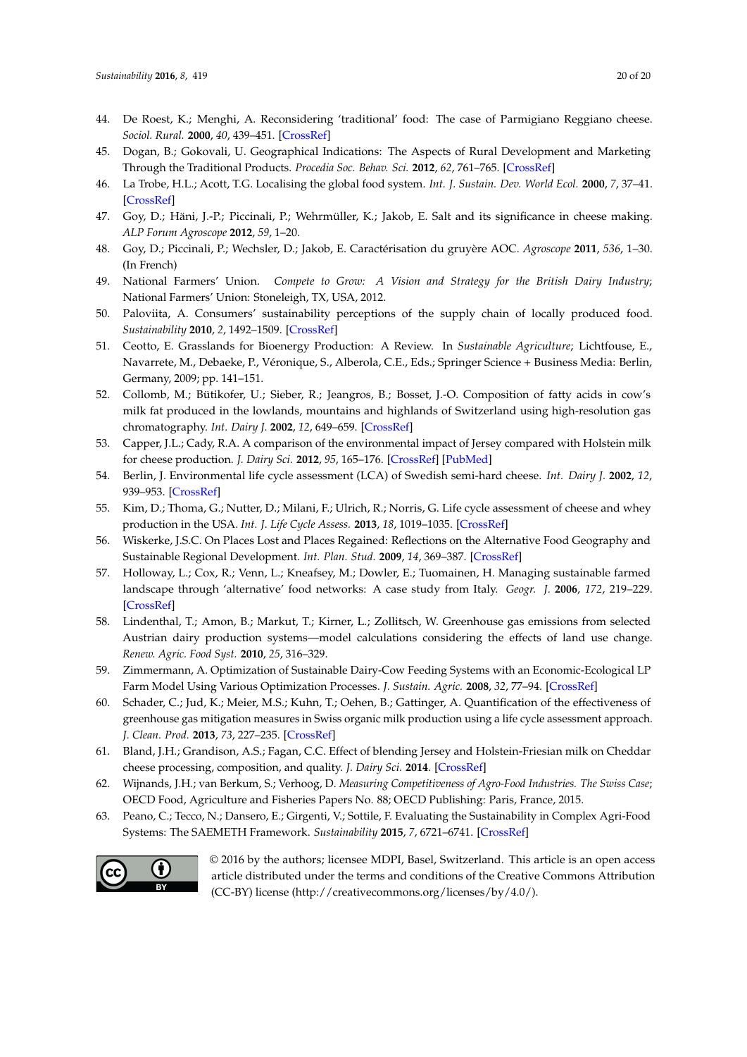44. De Roest, K.; Menghi, A. Reconsidering 'traditional' food: The case of Parmigiano Reggiano cheese. *Sociol. Rural.* **2000**, *40*, 439–451. [CrossRef]
45. Dogan, B.; Gokovali, U. Geographical Indications: The Aspects of Rural Development and Marketing Through the Traditional Products. *Procedia Soc. Behav. Sci.* **2012**, *62*, 761–765. [CrossRef]
46. La Trobe, H.L.; Acott, T.G. Localising the global food system. *Int. J. Sustain. Dev. World Ecol.* **2000**, *7*, 37–41. [CrossRef]
47. Goy, D.; Häni, J.-P.; Piccinali, P.; Wehrmüller, K.; Jakob, E. Salt and its significance in cheese making. *ALP Forum Agroscope* **2012**, *59*, 1–20.
48. Goy, D.; Piccinali, P.; Wechsler, D.; Jakob, E. Caractérisation du gruyère AOC. *Agroscope* **2011**, *536*, 1–30. (In French)
49. National Farmers' Union. *Compete to Grow: A Vision and Strategy for the British Dairy Industry*; National Farmers' Union: Stoneleigh, TX, USA, 2012.
50. Paloviita, A. Consumers' sustainability perceptions of the supply chain of locally produced food. *Sustainability* **2010**, *2*, 1492–1509. [CrossRef]
51. Ceotto, E. Grasslands for Bioenergy Production: A Review. In *Sustainable Agriculture*; Lichtfouse, E., Navarrete, M., Debaeke, P., Véronique, S., Alberola, C.E., Eds.; Springer Science + Business Media: Berlin, Germany, 2009; pp. 141–151.
52. Collomb, M.; Bütikofer, U.; Sieber, R.; Jeangros, B.; Bosset, J.-O. Composition of fatty acids in cow's milk fat produced in the lowlands, mountains and highlands of Switzerland using high-resolution gas chromatography. *Int. Dairy J.* **2002**, *12*, 649–659. [CrossRef]
53. Capper, J.L.; Cady, R.A. A comparison of the environmental impact of Jersey compared with Holstein milk for cheese production. *J. Dairy Sci.* **2012**, *95*, 165–176. [CrossRef] [PubMed]
54. Berlin, J. Environmental life cycle assessment (LCA) of Swedish semi-hard cheese. *Int. Dairy J.* **2002**, *12*, 939–953. [CrossRef]
55. Kim, D.; Thoma, G.; Nutter, D.; Milani, F.; Ulrich, R.; Norris, G. Life cycle assessment of cheese and whey production in the USA. *Int. J. Life Cycle Assess.* **2013**, *18*, 1019–1035. [CrossRef]
56. Wiskerke, J.S.C. On Places Lost and Places Regained: Reflections on the Alternative Food Geography and Sustainable Regional Development. *Int. Plan. Stud.* **2009**, *14*, 369–387. [CrossRef]
57. Holloway, L.; Cox, R.; Venn, L.; Kneafsey, M.; Dowler, E.; Tuomainen, H. Managing sustainable farmed landscape through 'alternative' food networks: A case study from Italy. *Geogr. J.* **2006**, *172*, 219–229. [CrossRef]
58. Lindenthal, T.; Amon, B.; Markut, T.; Kirner, L.; Zollitsch, W. Greenhouse gas emissions from selected Austrian dairy production systems—model calculations considering the effects of land use change. *Renew. Agric. Food Syst.* **2010**, *25*, 316–329.
59. Zimmermann, A. Optimization of Sustainable Dairy-Cow Feeding Systems with an Economic-Ecological LP Farm Model Using Various Optimization Processes. *J. Sustain. Agric.* **2008**, *32*, 77–94. [CrossRef]
60. Schader, C.; Jud, K.; Meier, M.S.; Kuhn, T.; Oehen, B.; Gattinger, A. Quantification of the effectiveness of greenhouse gas mitigation measures in Swiss organic milk production using a life cycle assessment approach. *J. Clean. Prod.* **2013**, *73*, 227–235. [CrossRef]
61. Bland, J.H.; Grandison, A.S.; Fagan, C.C. Effect of blending Jersey and Holstein-Friesian milk on Cheddar cheese processing, composition, and quality. *J. Dairy Sci.* **2014**. [CrossRef]
62. Wijnands, J.H.; van Berkum, S.; Verhoog, D. *Measuring Competitiveness of Agro-Food Industries. The Swiss Case*; OECD Food, Agriculture and Fisheries Papers No. 88; OECD Publishing: Paris, France, 2015.
63. Peano, C.; Tecco, N.; Dansero, E.; Girgenti, V.; Sottile, F. Evaluating the Sustainability in Complex Agri-Food Systems: The SAEMETH Framework. *Sustainability* **2015**, *7*, 6721–6741. [CrossRef]

© 2016 by the authors; licensee MDPI, Basel, Switzerland. This article is an open access article distributed under the terms and conditions of the Creative Commons Attribution (CC-BY) license (http://creativecommons.org/licenses/by/4.0/).